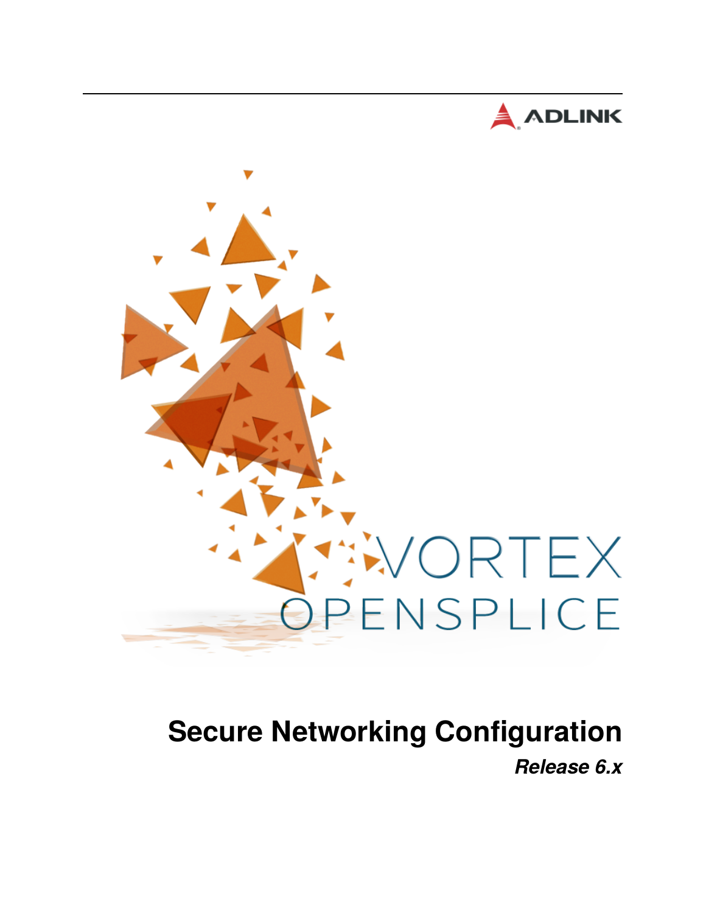ADLINK

VORTEX OPENSPLICE

# Secure Networking Configuration

***Release 6.x***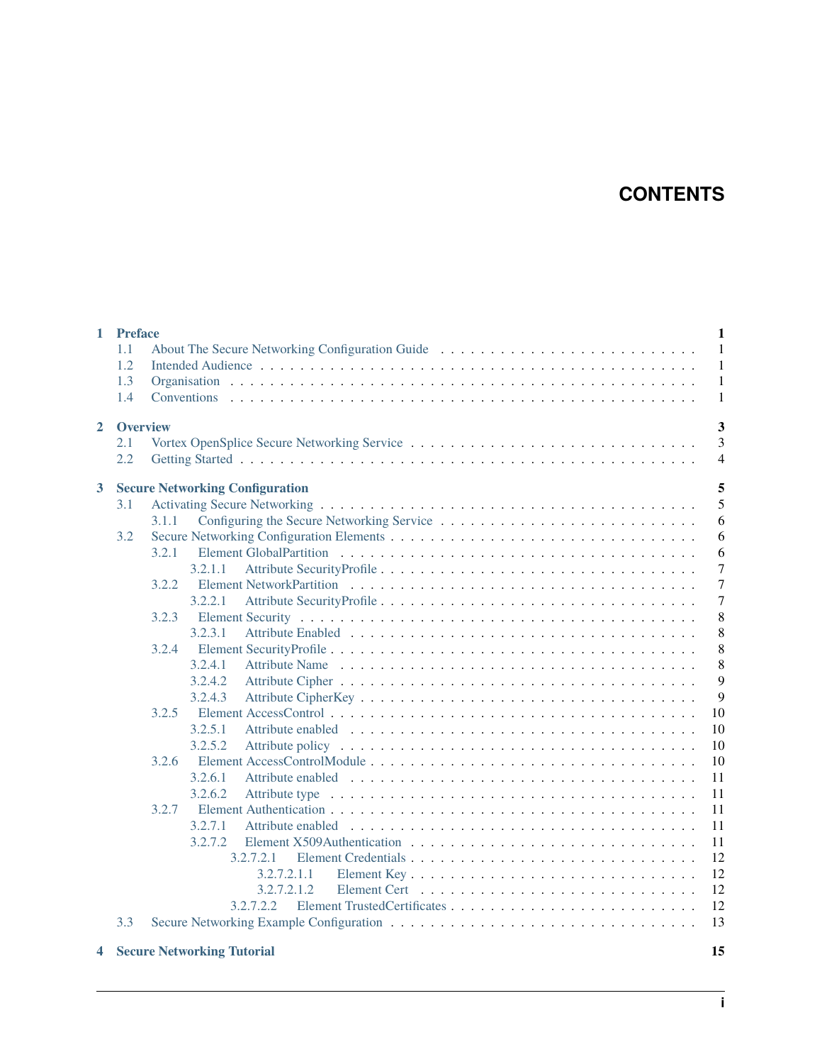# CONTENTS

- **1 Preface** — 1
  - 1.1 About The Secure Networking Configuration Guide — 1
  - 1.2 Intended Audience — 1
  - 1.3 Organisation — 1
  - 1.4 Conventions — 1
- **2 Overview** — 3
  - 2.1 Vortex OpenSplice Secure Networking Service — 3
  - 2.2 Getting Started — 4
- **3 Secure Networking Configuration** — 5
  - 3.1 Activating Secure Networking — 5
    - 3.1.1 Configuring the Secure Networking Service — 6
  - 3.2 Secure Networking Configuration Elements — 6
    - 3.2.1 Element GlobalPartition — 6
      - 3.2.1.1 Attribute SecurityProfile — 7
    - 3.2.2 Element NetworkPartition — 7
      - 3.2.2.1 Attribute SecurityProfile — 7
    - 3.2.3 Element Security — 8
      - 3.2.3.1 Attribute Enabled — 8
    - 3.2.4 Element SecurityProfile — 8
      - 3.2.4.1 Attribute Name — 8
      - 3.2.4.2 Attribute Cipher — 9
      - 3.2.4.3 Attribute CipherKey — 9
    - 3.2.5 Element AccessControl — 10
      - 3.2.5.1 Attribute enabled — 10
      - 3.2.5.2 Attribute policy — 10
    - 3.2.6 Element AccessControlModule — 10
      - 3.2.6.1 Attribute enabled — 11
      - 3.2.6.2 Attribute type — 11
    - 3.2.7 Element Authentication — 11
      - 3.2.7.1 Attribute enabled — 11
      - 3.2.7.2 Element X509Authentication — 11
        - 3.2.7.2.1 Element Credentials — 12
          - 3.2.7.2.1.1 Element Key — 12
          - 3.2.7.2.1.2 Element Cert — 12
        - 3.2.7.2.2 Element TrustedCertificates — 12
  - 3.3 Secure Networking Example Configuration — 13
- **4 Secure Networking Tutorial** — 15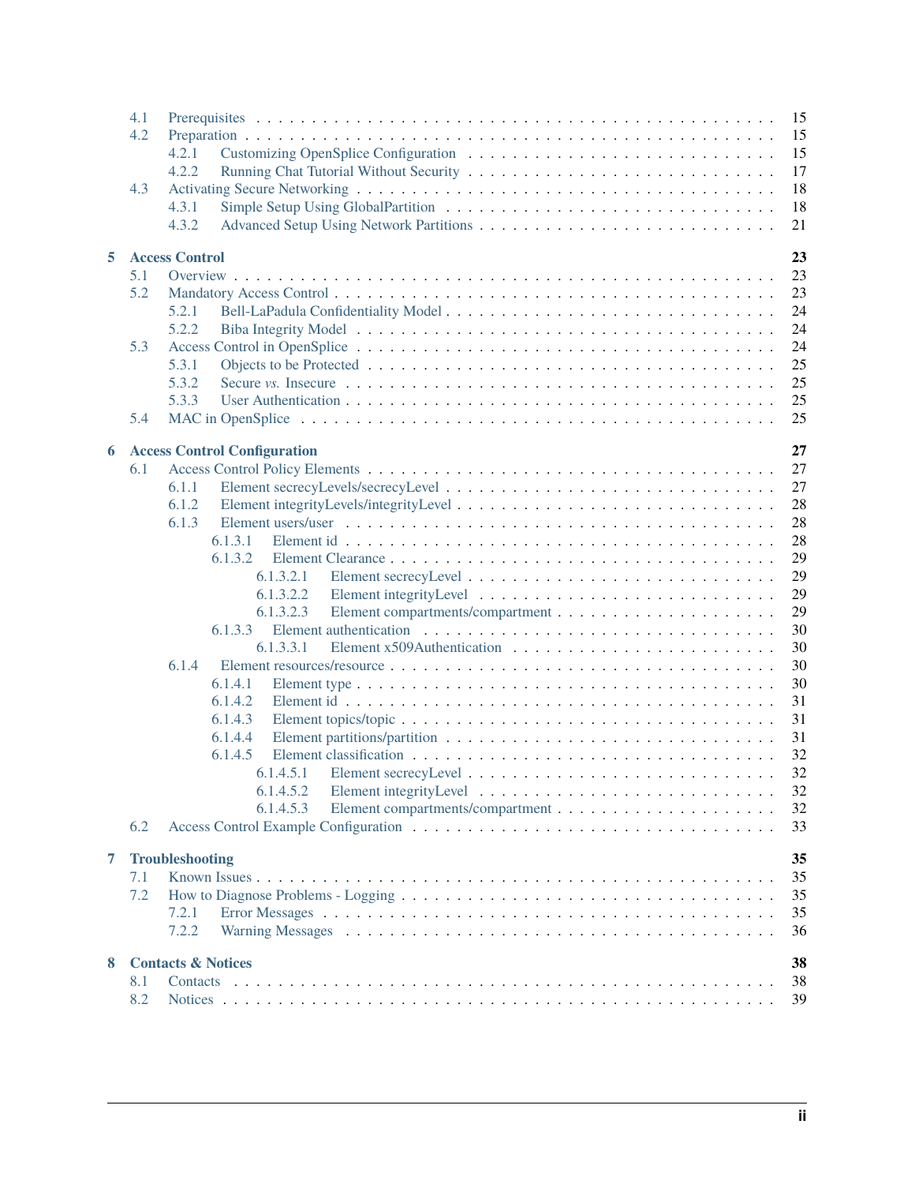- 4.1 Prerequisites . . . 15
- 4.2 Preparation . . . 15
  - 4.2.1 Customizing OpenSplice Configuration . . . 15
  - 4.2.2 Running Chat Tutorial Without Security . . . 17
- 4.3 Activating Secure Networking . . . 18
  - 4.3.1 Simple Setup Using GlobalPartition . . . 18
  - 4.3.2 Advanced Setup Using Network Partitions . . . 21

**5 Access Control** **23**

- 5.1 Overview . . . 23
- 5.2 Mandatory Access Control . . . 23
  - 5.2.1 Bell-LaPadula Confidentiality Model . . . 24
  - 5.2.2 Biba Integrity Model . . . 24
- 5.3 Access Control in OpenSplice . . . 24
  - 5.3.1 Objects to be Protected . . . 25
  - 5.3.2 Secure *vs.* Insecure . . . 25
  - 5.3.3 User Authentication . . . 25
- 5.4 MAC in OpenSplice . . . 25

**6 Access Control Configuration** **27**

- 6.1 Access Control Policy Elements . . . 27
  - 6.1.1 Element secrecyLevels/secrecyLevel . . . 27
  - 6.1.2 Element integrityLevels/integrityLevel . . . 28
  - 6.1.3 Element users/user . . . 28
    - 6.1.3.1 Element id . . . 28
    - 6.1.3.2 Element Clearance . . . 29
      - 6.1.3.2.1 Element secrecyLevel . . . 29
      - 6.1.3.2.2 Element integrityLevel . . . 29
      - 6.1.3.2.3 Element compartments/compartment . . . 29
    - 6.1.3.3 Element authentication . . . 30
      - 6.1.3.3.1 Element x509Authentication . . . 30
  - 6.1.4 Element resources/resource . . . 30
    - 6.1.4.1 Element type . . . 30
    - 6.1.4.2 Element id . . . 31
    - 6.1.4.3 Element topics/topic . . . 31
    - 6.1.4.4 Element partitions/partition . . . 31
    - 6.1.4.5 Element classification . . . 32
      - 6.1.4.5.1 Element secrecyLevel . . . 32
      - 6.1.4.5.2 Element integrityLevel . . . 32
      - 6.1.4.5.3 Element compartments/compartment . . . 32
- 6.2 Access Control Example Configuration . . . 33

**7 Troubleshooting** **35**

- 7.1 Known Issues . . . 35
- 7.2 How to Diagnose Problems - Logging . . . 35
  - 7.2.1 Error Messages . . . 35
  - 7.2.2 Warning Messages . . . 36

**8 Contacts & Notices** **38**

- 8.1 Contacts . . . 38
- 8.2 Notices . . . 39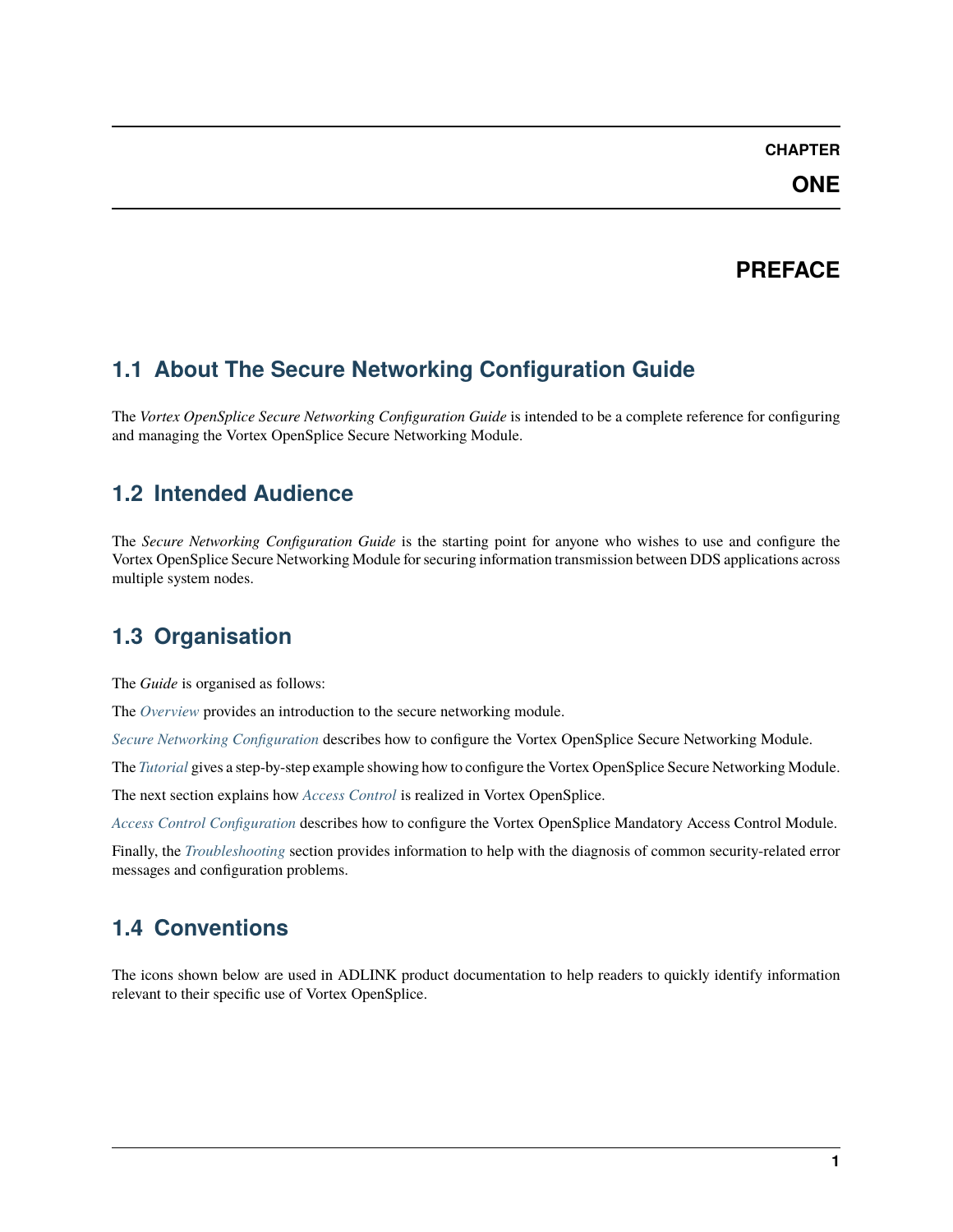# CHAPTER ONE

# PREFACE

## 1.1 About The Secure Networking Configuration Guide

The *Vortex OpenSplice Secure Networking Configuration Guide* is intended to be a complete reference for configuring and managing the Vortex OpenSplice Secure Networking Module.

## 1.2 Intended Audience

The *Secure Networking Configuration Guide* is the starting point for anyone who wishes to use and configure the Vortex OpenSplice Secure Networking Module for securing information transmission between DDS applications across multiple system nodes.

## 1.3 Organisation

The *Guide* is organised as follows:

The *Overview* provides an introduction to the secure networking module.

*Secure Networking Configuration* describes how to configure the Vortex OpenSplice Secure Networking Module.

The *Tutorial* gives a step-by-step example showing how to configure the Vortex OpenSplice Secure Networking Module.

The next section explains how *Access Control* is realized in Vortex OpenSplice.

*Access Control Configuration* describes how to configure the Vortex OpenSplice Mandatory Access Control Module.

Finally, the *Troubleshooting* section provides information to help with the diagnosis of common security-related error messages and configuration problems.

## 1.4 Conventions

The icons shown below are used in ADLINK product documentation to help readers to quickly identify information relevant to their specific use of Vortex OpenSplice.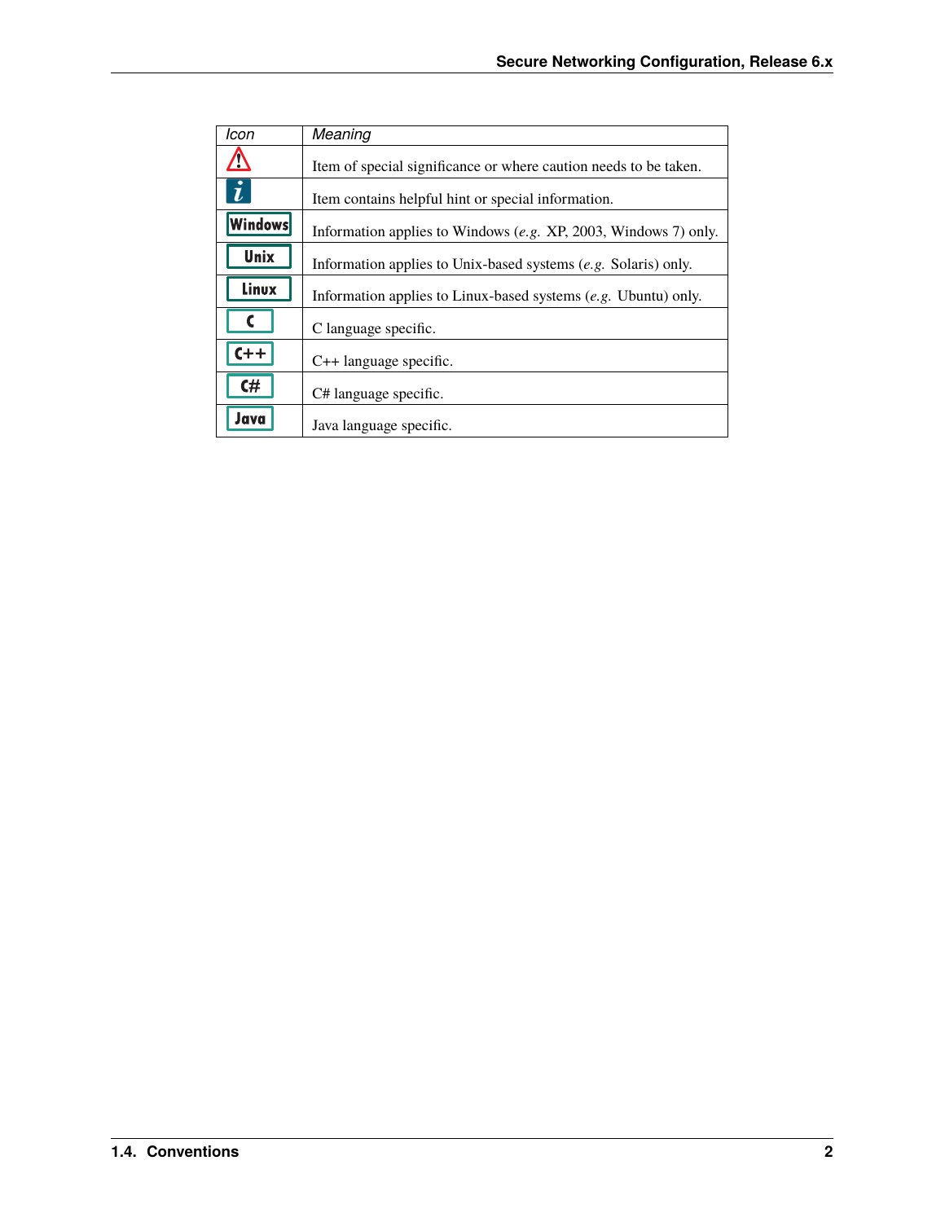| *Icon* | *Meaning* |
| --- | --- |
| ⚠ | Item of special significance or where caution needs to be taken. |
| *i* | Item contains helpful hint or special information. |
| Windows | Information applies to Windows (*e.g.* XP, 2003, Windows 7) only. |
| Unix | Information applies to Unix-based systems (*e.g.* Solaris) only. |
| Linux | Information applies to Linux-based systems (*e.g.* Ubuntu) only. |
| C | C language specific. |
| C++ | C++ language specific. |
| C# | C# language specific. |
| Java | Java language specific. |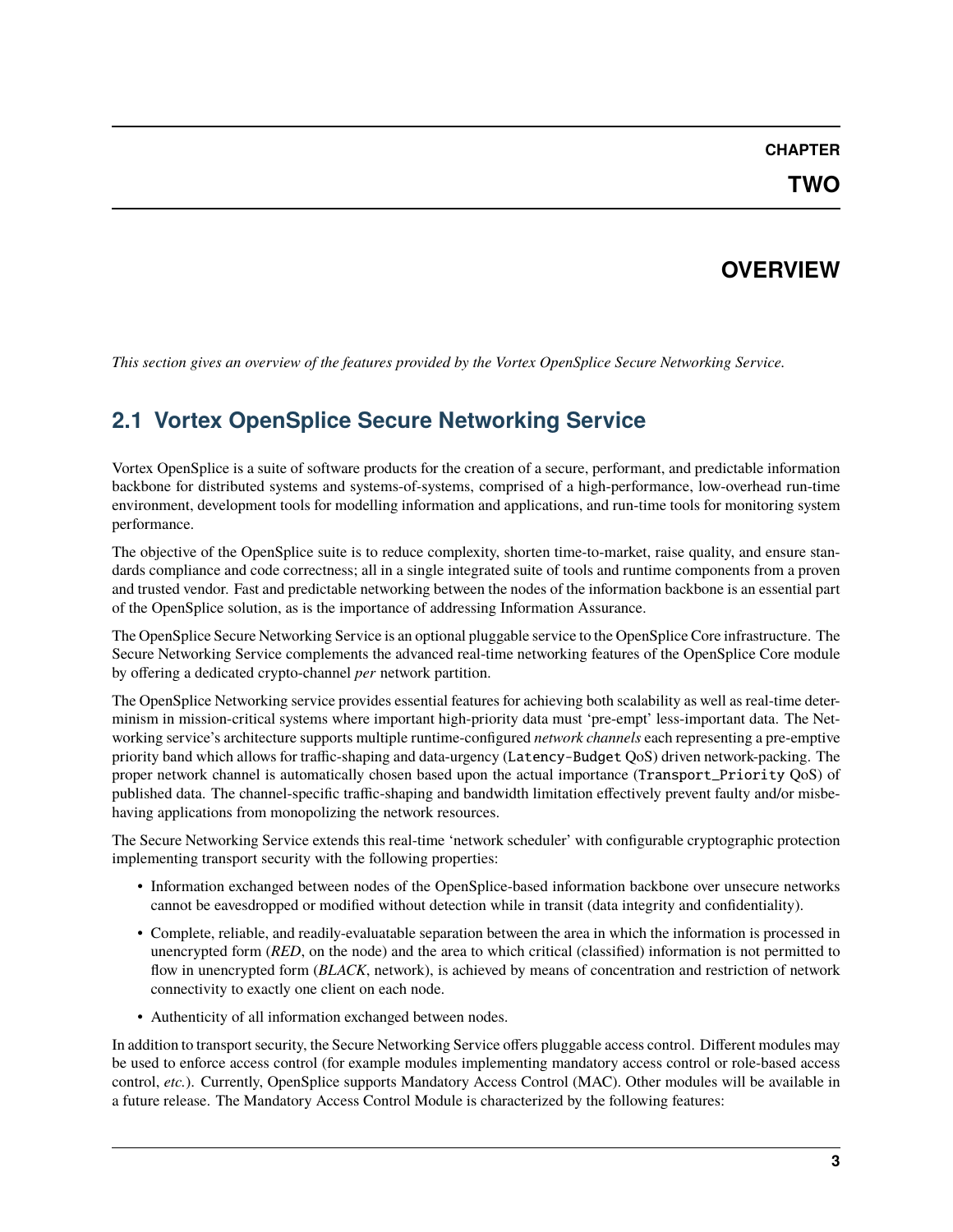# CHAPTER TWO

# OVERVIEW

*This section gives an overview of the features provided by the Vortex OpenSplice Secure Networking Service.*

## 2.1 Vortex OpenSplice Secure Networking Service

Vortex OpenSplice is a suite of software products for the creation of a secure, performant, and predictable information backbone for distributed systems and systems-of-systems, comprised of a high-performance, low-overhead run-time environment, development tools for modelling information and applications, and run-time tools for monitoring system performance.

The objective of the OpenSplice suite is to reduce complexity, shorten time-to-market, raise quality, and ensure standards compliance and code correctness; all in a single integrated suite of tools and runtime components from a proven and trusted vendor. Fast and predictable networking between the nodes of the information backbone is an essential part of the OpenSplice solution, as is the importance of addressing Information Assurance.

The OpenSplice Secure Networking Service is an optional pluggable service to the OpenSplice Core infrastructure. The Secure Networking Service complements the advanced real-time networking features of the OpenSplice Core module by offering a dedicated crypto-channel *per* network partition.

The OpenSplice Networking service provides essential features for achieving both scalability as well as real-time determinism in mission-critical systems where important high-priority data must 'pre-empt' less-important data. The Networking service's architecture supports multiple runtime-configured *network channels* each representing a pre-emptive priority band which allows for traffic-shaping and data-urgency (`Latency-Budget` QoS) driven network-packing. The proper network channel is automatically chosen based upon the actual importance (`Transport_Priority` QoS) of published data. The channel-specific traffic-shaping and bandwidth limitation effectively prevent faulty and/or misbehaving applications from monopolizing the network resources.

The Secure Networking Service extends this real-time 'network scheduler' with configurable cryptographic protection implementing transport security with the following properties:

- Information exchanged between nodes of the OpenSplice-based information backbone over unsecure networks cannot be eavesdropped or modified without detection while in transit (data integrity and confidentiality).
- Complete, reliable, and readily-evaluatable separation between the area in which the information is processed in unencrypted form (*RED*, on the node) and the area to which critical (classified) information is not permitted to flow in unencrypted form (*BLACK*, network), is achieved by means of concentration and restriction of network connectivity to exactly one client on each node.
- Authenticity of all information exchanged between nodes.

In addition to transport security, the Secure Networking Service offers pluggable access control. Different modules may be used to enforce access control (for example modules implementing mandatory access control or role-based access control, *etc.*). Currently, OpenSplice supports Mandatory Access Control (MAC). Other modules will be available in a future release. The Mandatory Access Control Module is characterized by the following features: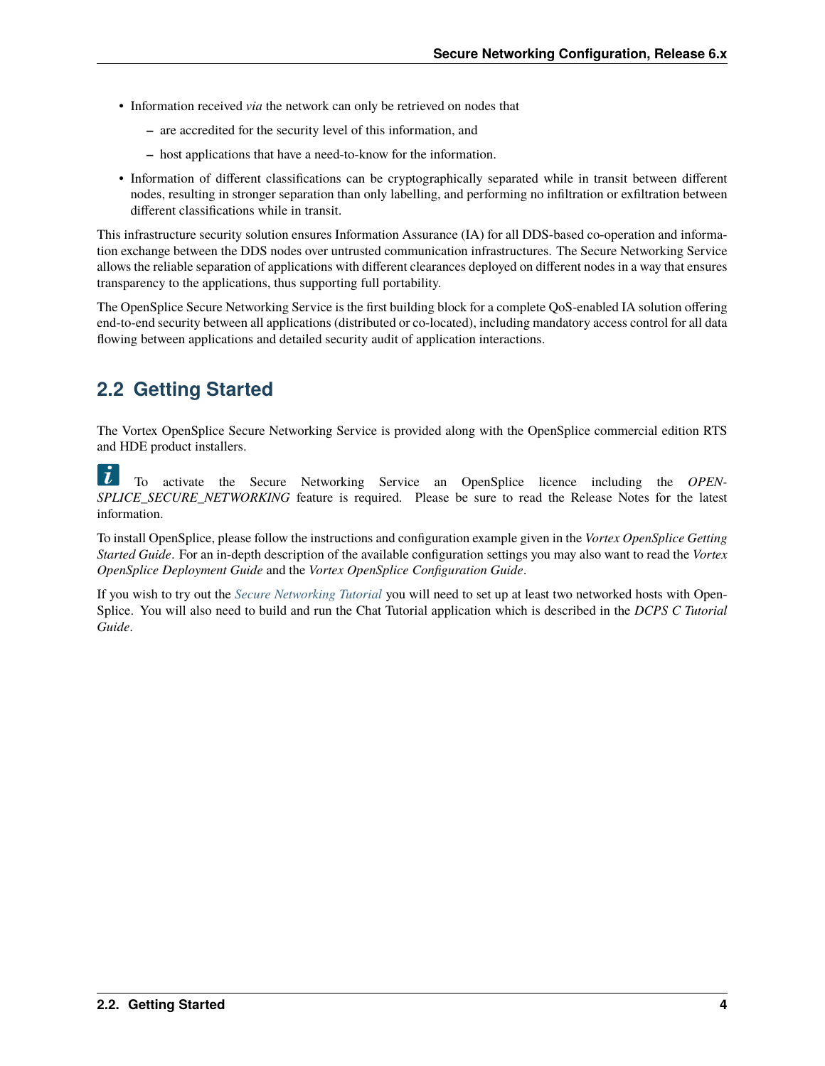- Information received *via* the network can only be retrieved on nodes that
  - are accredited for the security level of this information, and
  - host applications that have a need-to-know for the information.
- Information of different classifications can be cryptographically separated while in transit between different nodes, resulting in stronger separation than only labelling, and performing no infiltration or exfiltration between different classifications while in transit.

This infrastructure security solution ensures Information Assurance (IA) for all DDS-based co-operation and information exchange between the DDS nodes over untrusted communication infrastructures. The Secure Networking Service allows the reliable separation of applications with different clearances deployed on different nodes in a way that ensures transparency to the applications, thus supporting full portability.

The OpenSplice Secure Networking Service is the first building block for a complete QoS-enabled IA solution offering end-to-end security between all applications (distributed or co-located), including mandatory access control for all data flowing between applications and detailed security audit of application interactions.

## 2.2 Getting Started

The Vortex OpenSplice Secure Networking Service is provided along with the OpenSplice commercial edition RTS and HDE product installers.

To activate the Secure Networking Service an OpenSplice licence including the *OPENSPLICE_SECURE_NETWORKING* feature is required. Please be sure to read the Release Notes for the latest information.

To install OpenSplice, please follow the instructions and configuration example given in the *Vortex OpenSplice Getting Started Guide*. For an in-depth description of the available configuration settings you may also want to read the *Vortex OpenSplice Deployment Guide* and the *Vortex OpenSplice Configuration Guide*.

If you wish to try out the *Secure Networking Tutorial* you will need to set up at least two networked hosts with OpenSplice. You will also need to build and run the Chat Tutorial application which is described in the *DCPS C Tutorial Guide*.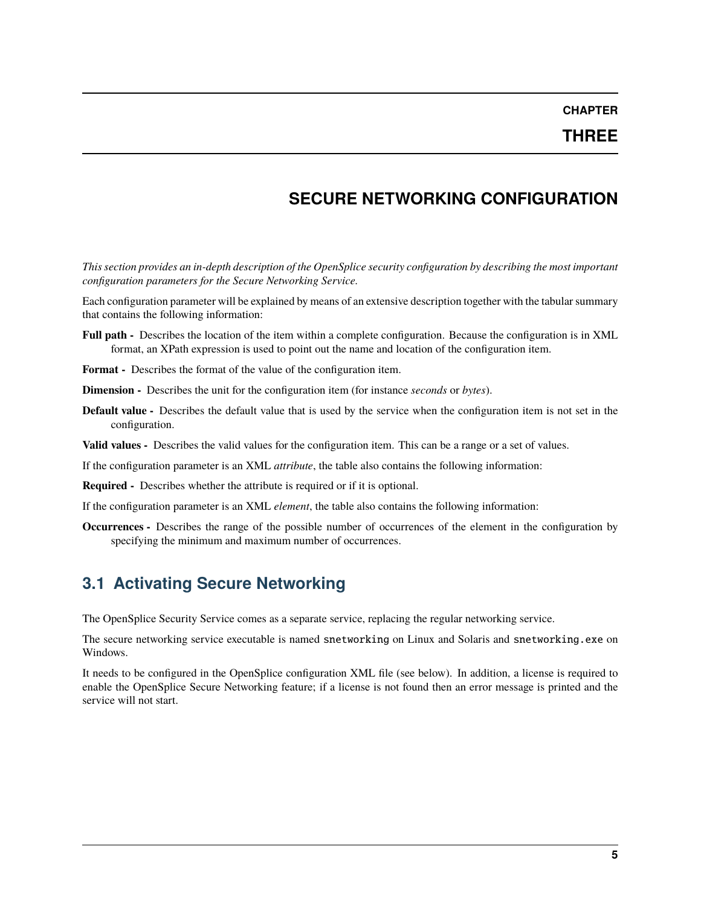# CHAPTER THREE

# SECURE NETWORKING CONFIGURATION

*This section provides an in-depth description of the OpenSplice security configuration by describing the most important configuration parameters for the Secure Networking Service.*

Each configuration parameter will be explained by means of an extensive description together with the tabular summary that contains the following information:

**Full path -** Describes the location of the item within a complete configuration. Because the configuration is in XML format, an XPath expression is used to point out the name and location of the configuration item.

**Format -** Describes the format of the value of the configuration item.

**Dimension -** Describes the unit for the configuration item (for instance *seconds* or *bytes*).

**Default value -** Describes the default value that is used by the service when the configuration item is not set in the configuration.

**Valid values -** Describes the valid values for the configuration item. This can be a range or a set of values.

If the configuration parameter is an XML *attribute*, the table also contains the following information:

**Required -** Describes whether the attribute is required or if it is optional.

If the configuration parameter is an XML *element*, the table also contains the following information:

**Occurrences -** Describes the range of the possible number of occurrences of the element in the configuration by specifying the minimum and maximum number of occurrences.

## 3.1 Activating Secure Networking

The OpenSplice Security Service comes as a separate service, replacing the regular networking service.

The secure networking service executable is named `snetworking` on Linux and Solaris and `snetworking.exe` on Windows.

It needs to be configured in the OpenSplice configuration XML file (see below). In addition, a license is required to enable the OpenSplice Secure Networking feature; if a license is not found then an error message is printed and the service will not start.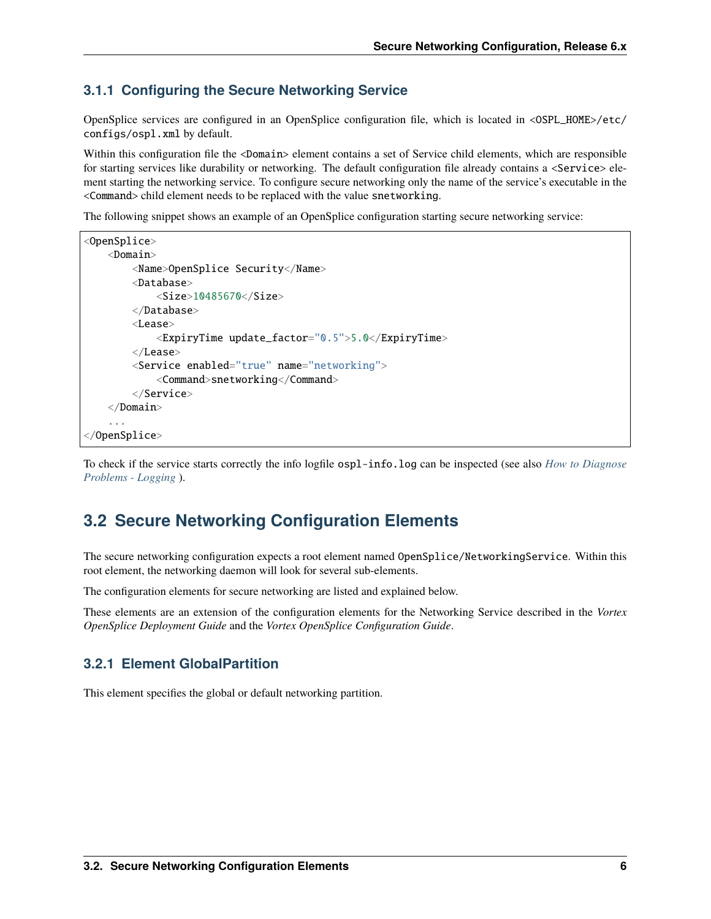### 3.1.1 Configuring the Secure Networking Service

OpenSplice services are configured in an OpenSplice configuration file, which is located in `<OSPL_HOME>/etc/configs/ospl.xml` by default.

Within this configuration file the `<Domain>` element contains a set of Service child elements, which are responsible for starting services like durability or networking. The default configuration file already contains a `<Service>` element starting the networking service. To configure secure networking only the name of the service's executable in the `<Command>` child element needs to be replaced with the value `snetworking`.

The following snippet shows an example of an OpenSplice configuration starting secure networking service:

```
<OpenSplice>
    <Domain>
        <Name>OpenSplice Security</Name>
        <Database>
            <Size>10485670</Size>
        </Database>
        <Lease>
            <ExpiryTime update_factor="0.5">5.0</ExpiryTime>
        </Lease>
        <Service enabled="true" name="networking">
            <Command>snetworking</Command>
        </Service>
    </Domain>
    ...
</OpenSplice>
```

To check if the service starts correctly the info logfile `ospl-info.log` can be inspected (see also *How to Diagnose Problems - Logging* ).

## 3.2 Secure Networking Configuration Elements

The secure networking configuration expects a root element named `OpenSplice/NetworkingService`. Within this root element, the networking daemon will look for several sub-elements.

The configuration elements for secure networking are listed and explained below.

These elements are an extension of the configuration elements for the Networking Service described in the *Vortex OpenSplice Deployment Guide* and the *Vortex OpenSplice Configuration Guide*.

### 3.2.1 Element GlobalPartition

This element specifies the global or default networking partition.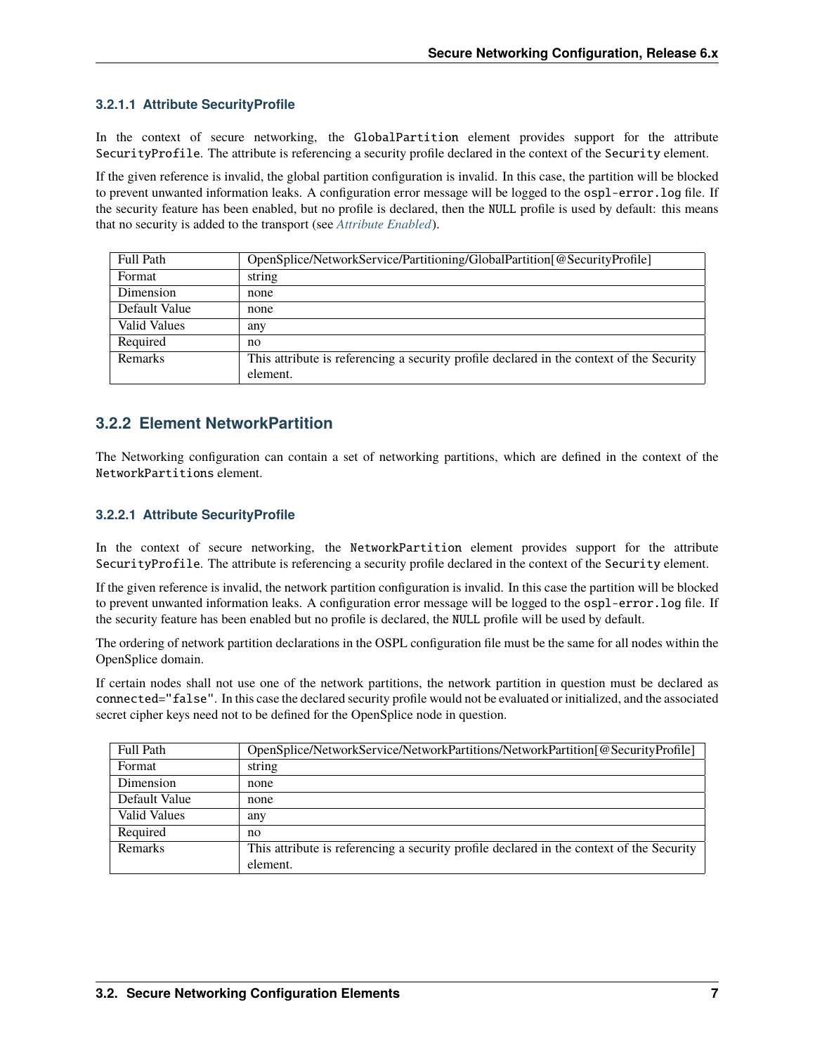#### 3.2.1.1 Attribute SecurityProfile

In the context of secure networking, the `GlobalPartition` element provides support for the attribute `SecurityProfile`. The attribute is referencing a security profile declared in the context of the `Security` element.

If the given reference is invalid, the global partition configuration is invalid. In this case, the partition will be blocked to prevent unwanted information leaks. A configuration error message will be logged to the `ospl-error.log` file. If the security feature has been enabled, but no profile is declared, then the `NULL` profile is used by default: this means that no security is added to the transport (see *Attribute Enabled*).

| Full Path | OpenSplice/NetworkService/Partitioning/GlobalPartition[@SecurityProfile] |
|---|---|
| Format | string |
| Dimension | none |
| Default Value | none |
| Valid Values | any |
| Required | no |
| Remarks | This attribute is referencing a security profile declared in the context of the Security element. |

### 3.2.2 Element NetworkPartition

The Networking configuration can contain a set of networking partitions, which are defined in the context of the `NetworkPartitions` element.

#### 3.2.2.1 Attribute SecurityProfile

In the context of secure networking, the `NetworkPartition` element provides support for the attribute `SecurityProfile`. The attribute is referencing a security profile declared in the context of the `Security` element.

If the given reference is invalid, the network partition configuration is invalid. In this case the partition will be blocked to prevent unwanted information leaks. A configuration error message will be logged to the `ospl-error.log` file. If the security feature has been enabled but no profile is declared, the `NULL` profile will be used by default.

The ordering of network partition declarations in the OSPL configuration file must be the same for all nodes within the OpenSplice domain.

If certain nodes shall not use one of the network partitions, the network partition in question must be declared as `connected="false"`. In this case the declared security profile would not be evaluated or initialized, and the associated secret cipher keys need not to be defined for the OpenSplice node in question.

| Full Path | OpenSplice/NetworkService/NetworkPartitions/NetworkPartition[@SecurityProfile] |
|---|---|
| Format | string |
| Dimension | none |
| Default Value | none |
| Valid Values | any |
| Required | no |
| Remarks | This attribute is referencing a security profile declared in the context of the Security element. |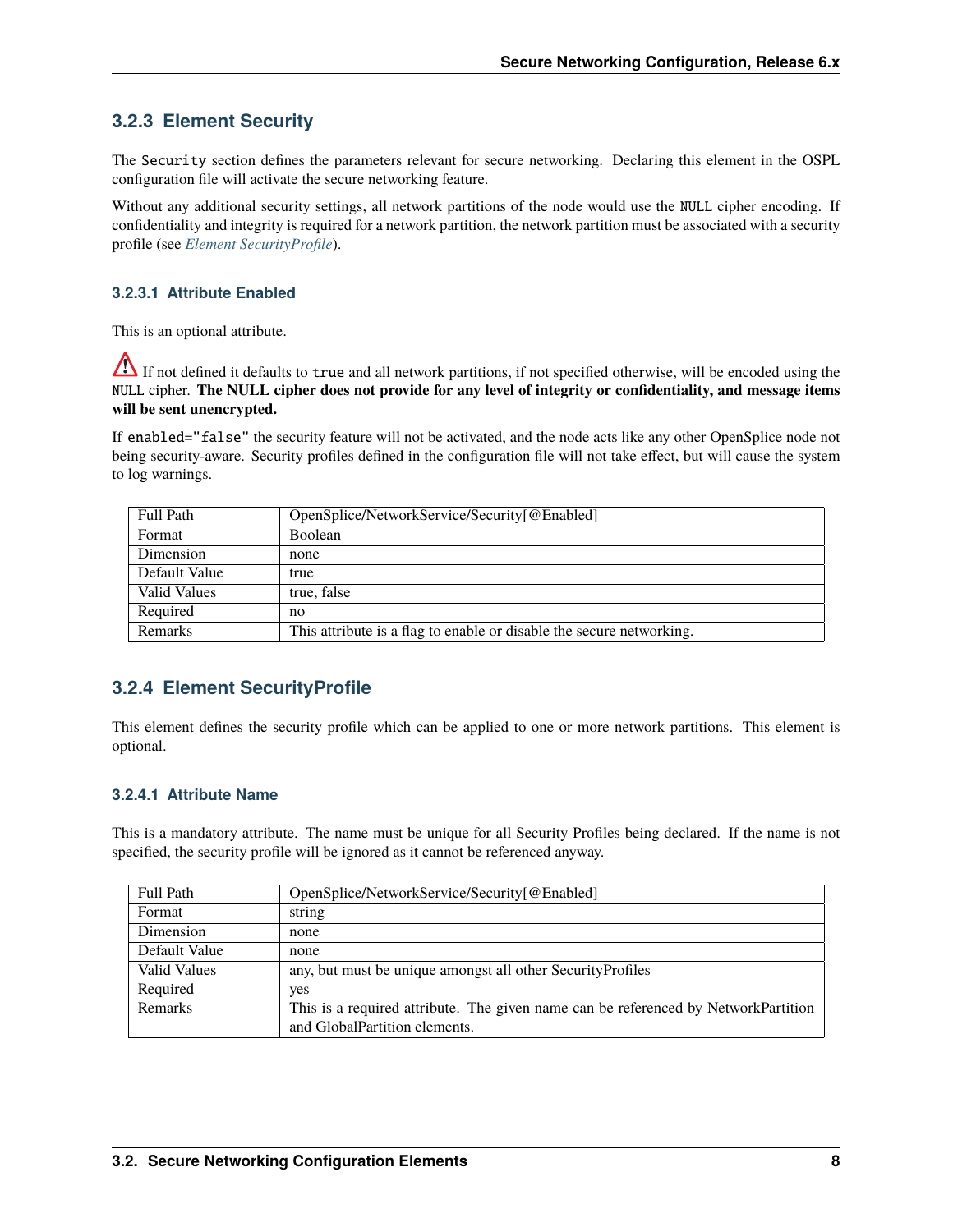## 3.2.3 Element Security

The Security section defines the parameters relevant for secure networking. Declaring this element in the OSPL configuration file will activate the secure networking feature.

Without any additional security settings, all network partitions of the node would use the NULL cipher encoding. If confidentiality and integrity is required for a network partition, the network partition must be associated with a security profile (see *Element SecurityProfile*).

### 3.2.3.1 Attribute Enabled

This is an optional attribute.

⚠ If not defined it defaults to `true` and all network partitions, if not specified otherwise, will be encoded using the NULL cipher. **The NULL cipher does not provide for any level of integrity or confidentiality, and message items will be sent unencrypted.**

If `enabled="false"` the security feature will not be activated, and the node acts like any other OpenSplice node not being security-aware. Security profiles defined in the configuration file will not take effect, but will cause the system to log warnings.

| | |
|---|---|
| Full Path | OpenSplice/NetworkService/Security[@Enabled] |
| Format | Boolean |
| Dimension | none |
| Default Value | true |
| Valid Values | true, false |
| Required | no |
| Remarks | This attribute is a flag to enable or disable the secure networking. |

## 3.2.4 Element SecurityProfile

This element defines the security profile which can be applied to one or more network partitions. This element is optional.

### 3.2.4.1 Attribute Name

This is a mandatory attribute. The name must be unique for all Security Profiles being declared. If the name is not specified, the security profile will be ignored as it cannot be referenced anyway.

| | |
|---|---|
| Full Path | OpenSplice/NetworkService/Security[@Enabled] |
| Format | string |
| Dimension | none |
| Default Value | none |
| Valid Values | any, but must be unique amongst all other SecurityProfiles |
| Required | yes |
| Remarks | This is a required attribute. The given name can be referenced by NetworkPartition and GlobalPartition elements. |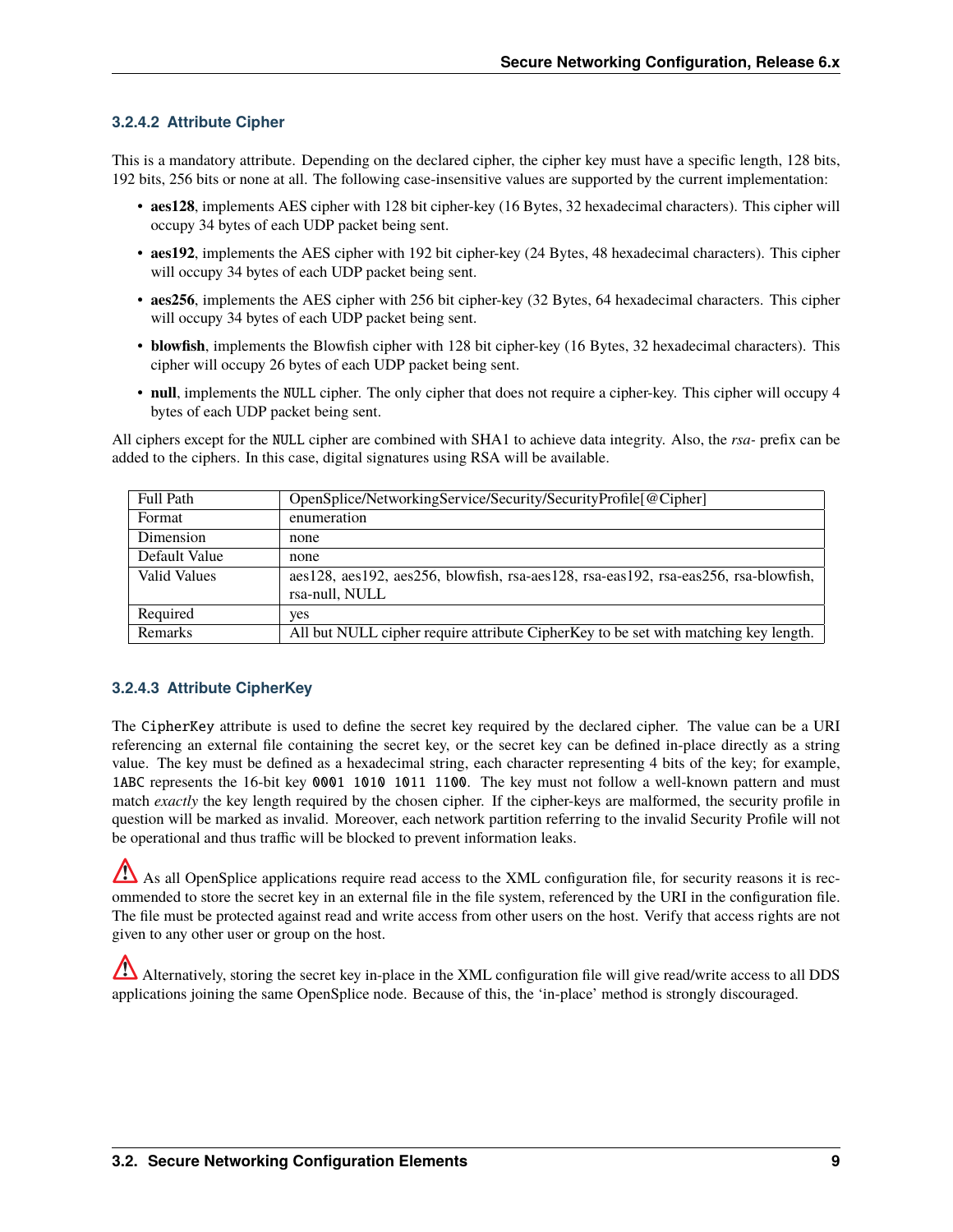### 3.2.4.2 Attribute Cipher

This is a mandatory attribute. Depending on the declared cipher, the cipher key must have a specific length, 128 bits, 192 bits, 256 bits or none at all. The following case-insensitive values are supported by the current implementation:

- **aes128**, implements AES cipher with 128 bit cipher-key (16 Bytes, 32 hexadecimal characters). This cipher will occupy 34 bytes of each UDP packet being sent.
- **aes192**, implements the AES cipher with 192 bit cipher-key (24 Bytes, 48 hexadecimal characters). This cipher will occupy 34 bytes of each UDP packet being sent.
- **aes256**, implements the AES cipher with 256 bit cipher-key (32 Bytes, 64 hexadecimal characters. This cipher will occupy 34 bytes of each UDP packet being sent.
- **blowfish**, implements the Blowfish cipher with 128 bit cipher-key (16 Bytes, 32 hexadecimal characters). This cipher will occupy 26 bytes of each UDP packet being sent.
- **null**, implements the `NULL` cipher. The only cipher that does not require a cipher-key. This cipher will occupy 4 bytes of each UDP packet being sent.

All ciphers except for the `NULL` cipher are combined with SHA1 to achieve data integrity. Also, the *rsa-* prefix can be added to the ciphers. In this case, digital signatures using RSA will be available.

| Full Path | OpenSplice/NetworkingService/Security/SecurityProfile[@Cipher] |
|---|---|
| Format | enumeration |
| Dimension | none |
| Default Value | none |
| Valid Values | aes128, aes192, aes256, blowfish, rsa-aes128, rsa-eas192, rsa-eas256, rsa-blowfish, rsa-null, NULL |
| Required | yes |
| Remarks | All but NULL cipher require attribute CipherKey to be set with matching key length. |

### 3.2.4.3 Attribute CipherKey

The `CipherKey` attribute is used to define the secret key required by the declared cipher. The value can be a URI referencing an external file containing the secret key, or the secret key can be defined in-place directly as a string value. The key must be defined as a hexadecimal string, each character representing 4 bits of the key; for example, `1ABC` represents the 16-bit key `0001 1010 1011 1100`. The key must not follow a well-known pattern and must match *exactly* the key length required by the chosen cipher. If the cipher-keys are malformed, the security profile in question will be marked as invalid. Moreover, each network partition referring to the invalid Security Profile will not be operational and thus traffic will be blocked to prevent information leaks.

⚠ As all OpenSplice applications require read access to the XML configuration file, for security reasons it is recommended to store the secret key in an external file in the file system, referenced by the URI in the configuration file. The file must be protected against read and write access from other users on the host. Verify that access rights are not given to any other user or group on the host.

⚠ Alternatively, storing the secret key in-place in the XML configuration file will give read/write access to all DDS applications joining the same OpenSplice node. Because of this, the 'in-place' method is strongly discouraged.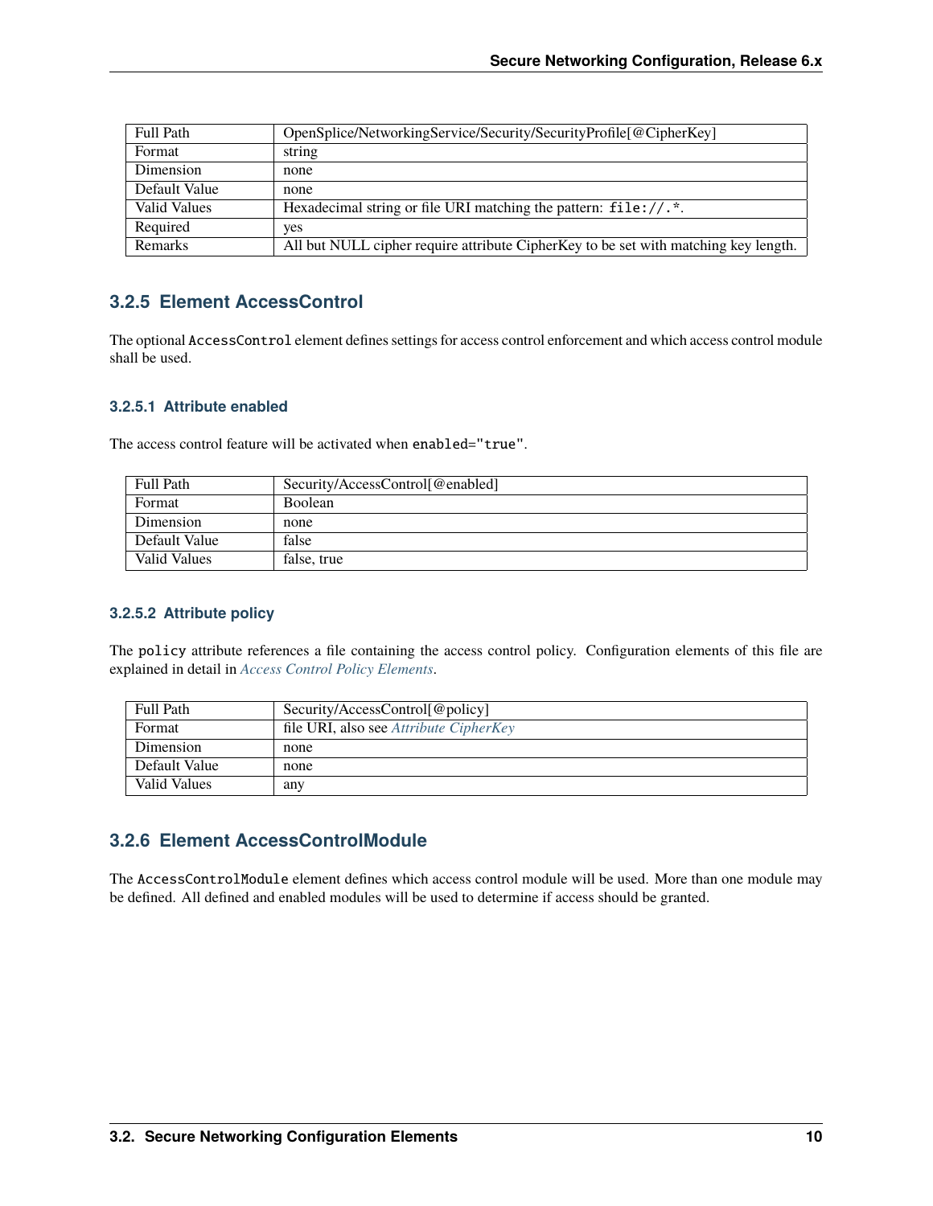| Full Path | OpenSplice/NetworkingService/Security/SecurityProfile[@CipherKey] |
| --- | --- |
| Format | string |
| Dimension | none |
| Default Value | none |
| Valid Values | Hexadecimal string or file URI matching the pattern: `file://.*`. |
| Required | yes |
| Remarks | All but NULL cipher require attribute CipherKey to be set with matching key length. |

### 3.2.5 Element AccessControl

The optional `AccessControl` element defines settings for access control enforcement and which access control module shall be used.

#### 3.2.5.1 Attribute enabled

The access control feature will be activated when `enabled="true"`.

| Full Path | Security/AccessControl[@enabled] |
| --- | --- |
| Format | Boolean |
| Dimension | none |
| Default Value | false |
| Valid Values | false, true |

#### 3.2.5.2 Attribute policy

The `policy` attribute references a file containing the access control policy. Configuration elements of this file are explained in detail in *Access Control Policy Elements*.

| Full Path | Security/AccessControl[@policy] |
| --- | --- |
| Format | file URI, also see *Attribute CipherKey* |
| Dimension | none |
| Default Value | none |
| Valid Values | any |

### 3.2.6 Element AccessControlModule

The `AccessControlModule` element defines which access control module will be used. More than one module may be defined. All defined and enabled modules will be used to determine if access should be granted.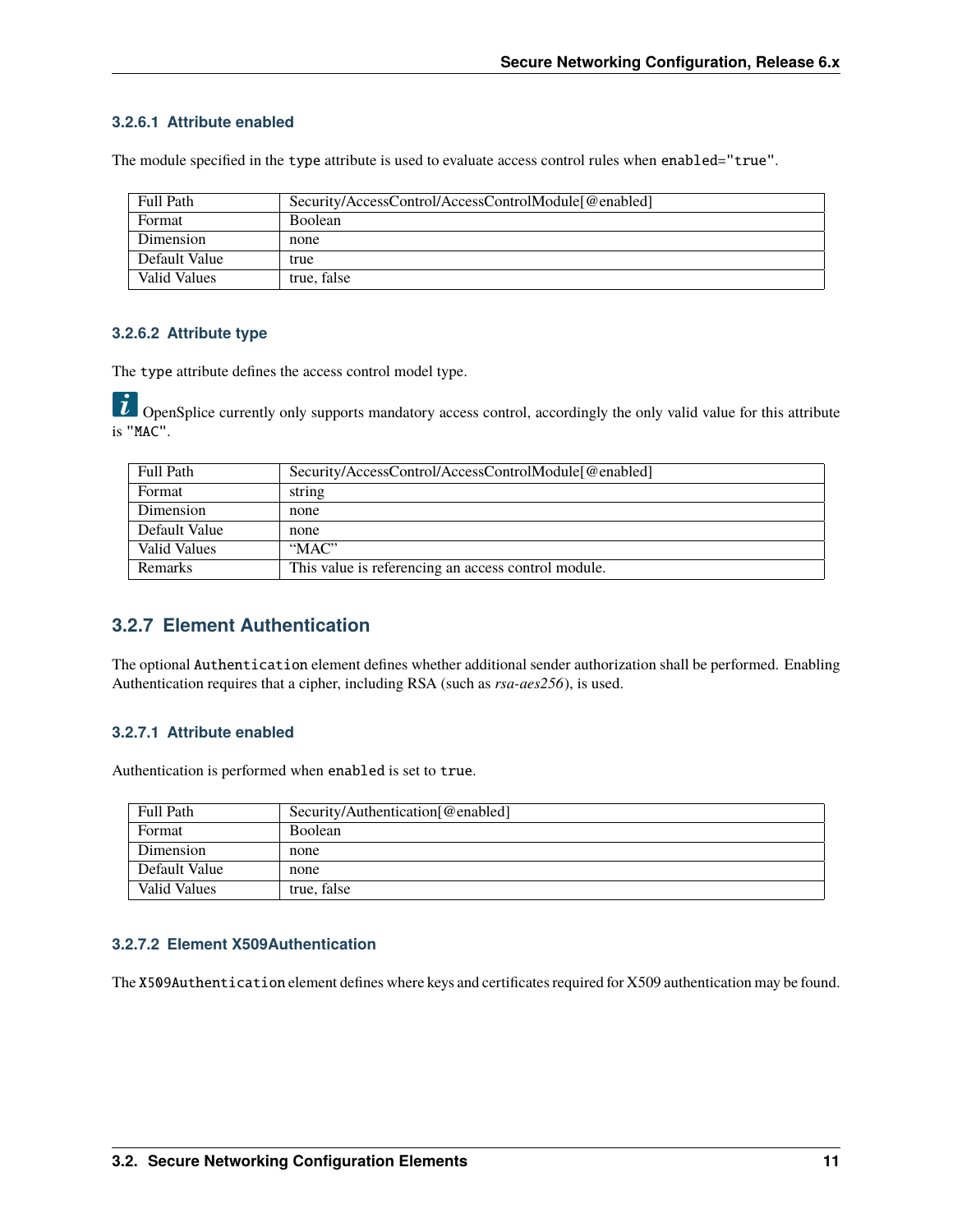#### 3.2.6.1 Attribute enabled

The module specified in the `type` attribute is used to evaluate access control rules when `enabled="true"`.

| Full Path | Security/AccessControl/AccessControlModule[@enabled] |
|---|---|
| Format | Boolean |
| Dimension | none |
| Default Value | true |
| Valid Values | true, false |

#### 3.2.6.2 Attribute type

The `type` attribute defines the access control model type.

OpenSplice currently only supports mandatory access control, accordingly the only valid value for this attribute is `"MAC"`.

| Full Path | Security/AccessControl/AccessControlModule[@enabled] |
|---|---|
| Format | string |
| Dimension | none |
| Default Value | none |
| Valid Values | "MAC" |
| Remarks | This value is referencing an access control module. |

### 3.2.7 Element Authentication

The optional `Authentication` element defines whether additional sender authorization shall be performed. Enabling Authentication requires that a cipher, including RSA (such as *rsa-aes256*), is used.

#### 3.2.7.1 Attribute enabled

Authentication is performed when `enabled` is set to `true`.

| Full Path | Security/Authentication[@enabled] |
|---|---|
| Format | Boolean |
| Dimension | none |
| Default Value | none |
| Valid Values | true, false |

#### 3.2.7.2 Element X509Authentication

The `X509Authentication` element defines where keys and certificates required for X509 authentication may be found.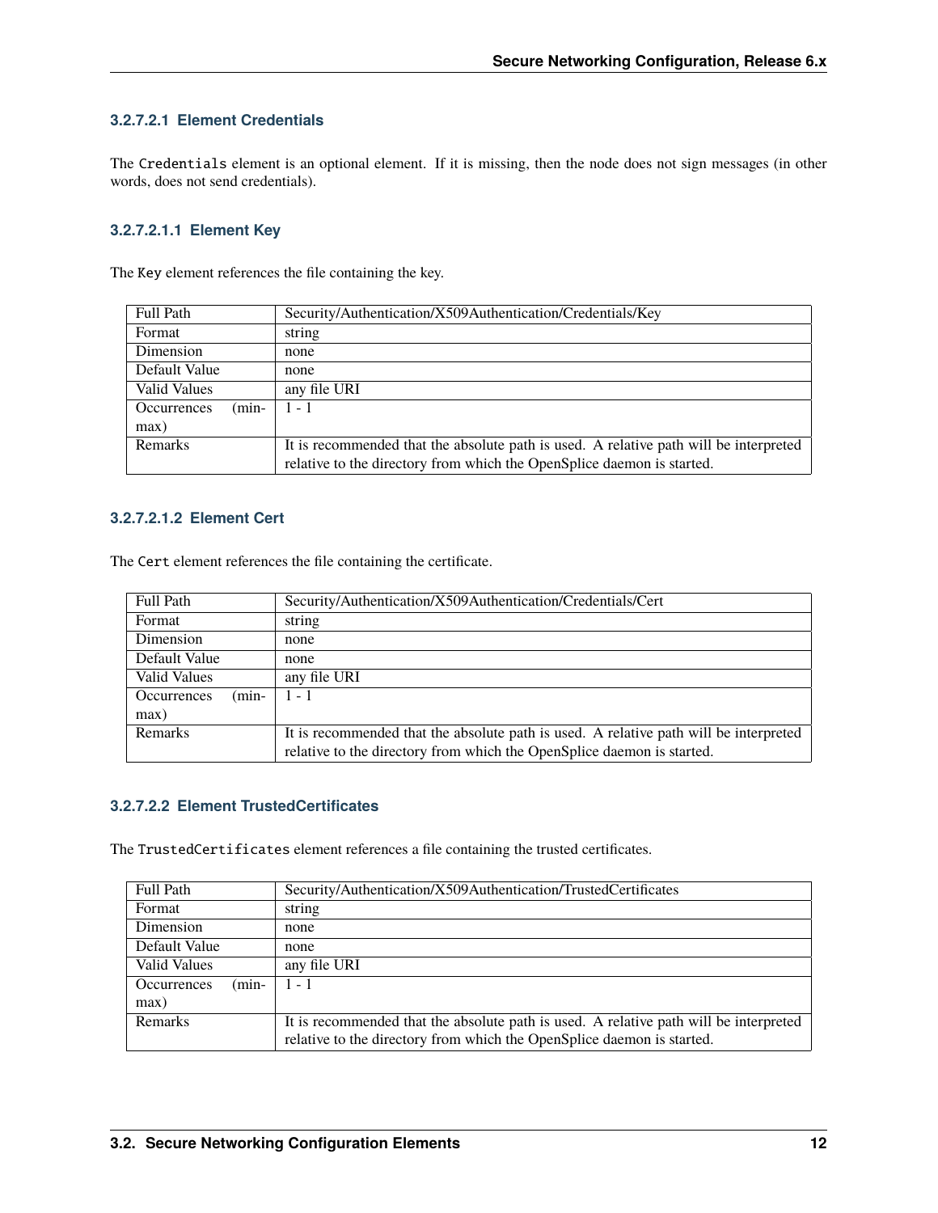#### 3.2.7.2.1 Element Credentials

The `Credentials` element is an optional element. If it is missing, then the node does not sign messages (in other words, does not send credentials).

##### 3.2.7.2.1.1 Element Key

The `Key` element references the file containing the key.

| | |
|---|---|
| Full Path | Security/Authentication/X509Authentication/Credentials/Key |
| Format | string |
| Dimension | none |
| Default Value | none |
| Valid Values | any file URI |
| Occurrences (min-max) | 1 - 1 |
| Remarks | It is recommended that the absolute path is used. A relative path will be interpreted relative to the directory from which the OpenSplice daemon is started. |

##### 3.2.7.2.1.2 Element Cert

The `Cert` element references the file containing the certificate.

| | |
|---|---|
| Full Path | Security/Authentication/X509Authentication/Credentials/Cert |
| Format | string |
| Dimension | none |
| Default Value | none |
| Valid Values | any file URI |
| Occurrences (min-max) | 1 - 1 |
| Remarks | It is recommended that the absolute path is used. A relative path will be interpreted relative to the directory from which the OpenSplice daemon is started. |

#### 3.2.7.2.2 Element TrustedCertificates

The `TrustedCertificates` element references a file containing the trusted certificates.

| | |
|---|---|
| Full Path | Security/Authentication/X509Authentication/TrustedCertificates |
| Format | string |
| Dimension | none |
| Default Value | none |
| Valid Values | any file URI |
| Occurrences (min-max) | 1 - 1 |
| Remarks | It is recommended that the absolute path is used. A relative path will be interpreted relative to the directory from which the OpenSplice daemon is started. |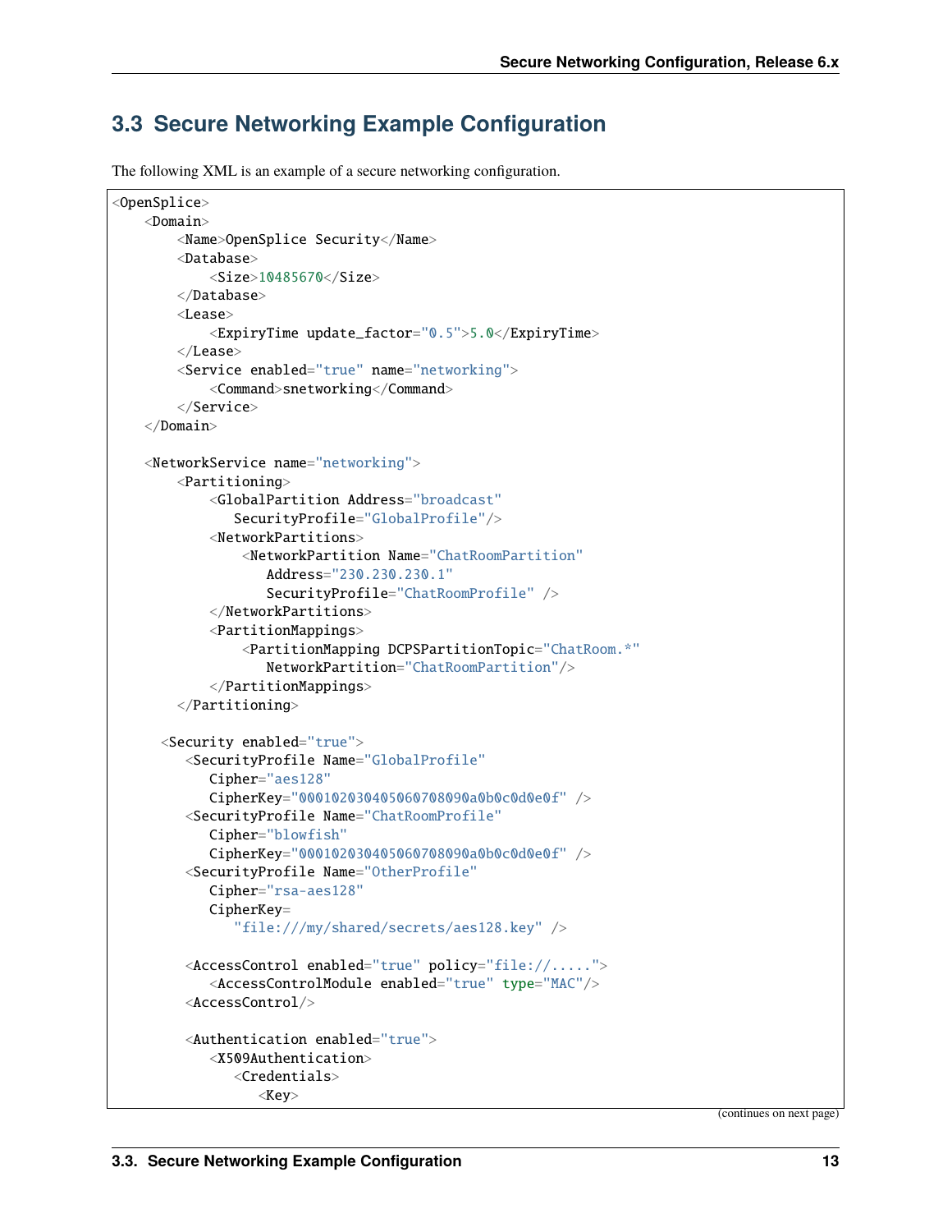## 3.3 Secure Networking Example Configuration

The following XML is an example of a secure networking configuration.

```
<OpenSplice>
    <Domain>
        <Name>OpenSplice Security</Name>
        <Database>
            <Size>10485670</Size>
        </Database>
        <Lease>
            <ExpiryTime update_factor="0.5">5.0</ExpiryTime>
        </Lease>
        <Service enabled="true" name="networking">
            <Command>snetworking</Command>
        </Service>
    </Domain>

    <NetworkService name="networking">
        <Partitioning>
            <GlobalPartition Address="broadcast"
               SecurityProfile="GlobalProfile"/>
            <NetworkPartitions>
                <NetworkPartition Name="ChatRoomPartition"
                   Address="230.230.230.1"
                   SecurityProfile="ChatRoomProfile" />
            </NetworkPartitions>
            <PartitionMappings>
                <PartitionMapping DCPSPartitionTopic="ChatRoom.*"
                   NetworkPartition="ChatRoomPartition"/>
            </PartitionMappings>
        </Partitioning>

      <Security enabled="true">
         <SecurityProfile Name="GlobalProfile"
            Cipher="aes128"
            CipherKey="000102030405060708090a0b0c0d0e0f" />
         <SecurityProfile Name="ChatRoomProfile"
            Cipher="blowfish"
            CipherKey="000102030405060708090a0b0c0d0e0f" />
         <SecurityProfile Name="OtherProfile"
            Cipher="rsa-aes128"
            CipherKey=
               "file:///my/shared/secrets/aes128.key" />

         <AccessControl enabled="true" policy="file://.....">
            <AccessControlModule enabled="true" type="MAC"/>
         <AccessControl/>

         <Authentication enabled="true">
            <X509Authentication>
               <Credentials>
                  <Key>
```

(continues on next page)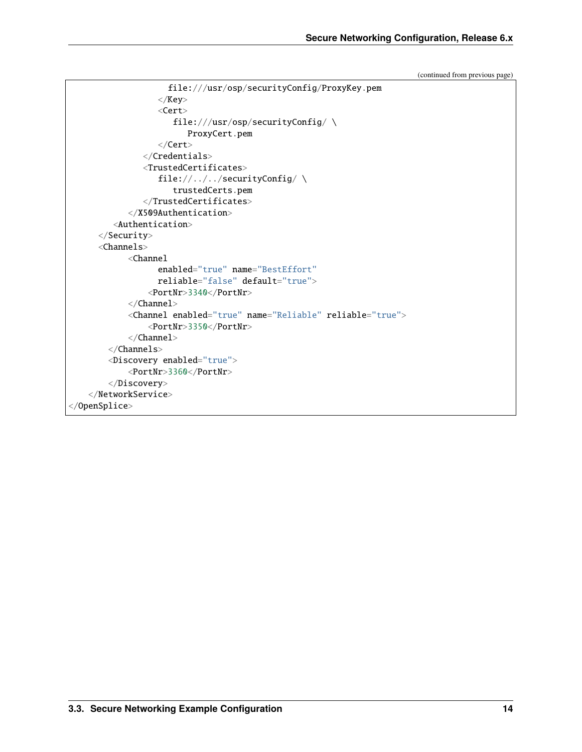(continued from previous page)

```
                    file:///usr/osp/securityConfig/ProxyKey.pem
                  </Key>
                  <Cert>
                     file:///usr/osp/securityConfig/ \
                        ProxyCert.pem
                  </Cert>
               </Credentials>
               <TrustedCertificates>
                  file://../../securityConfig/ \
                     trustedCerts.pem
               </TrustedCertificates>
            </X509Authentication>
         <Authentication>
      </Security>
      <Channels>
            <Channel
                  enabled="true" name="BestEffort"
                  reliable="false" default="true">
               <PortNr>3340</PortNr>
            </Channel>
            <Channel enabled="true" name="Reliable" reliable="true">
               <PortNr>3350</PortNr>
            </Channel>
        </Channels>
        <Discovery enabled="true">
            <PortNr>3360</PortNr>
        </Discovery>
    </NetworkService>
</OpenSplice>
```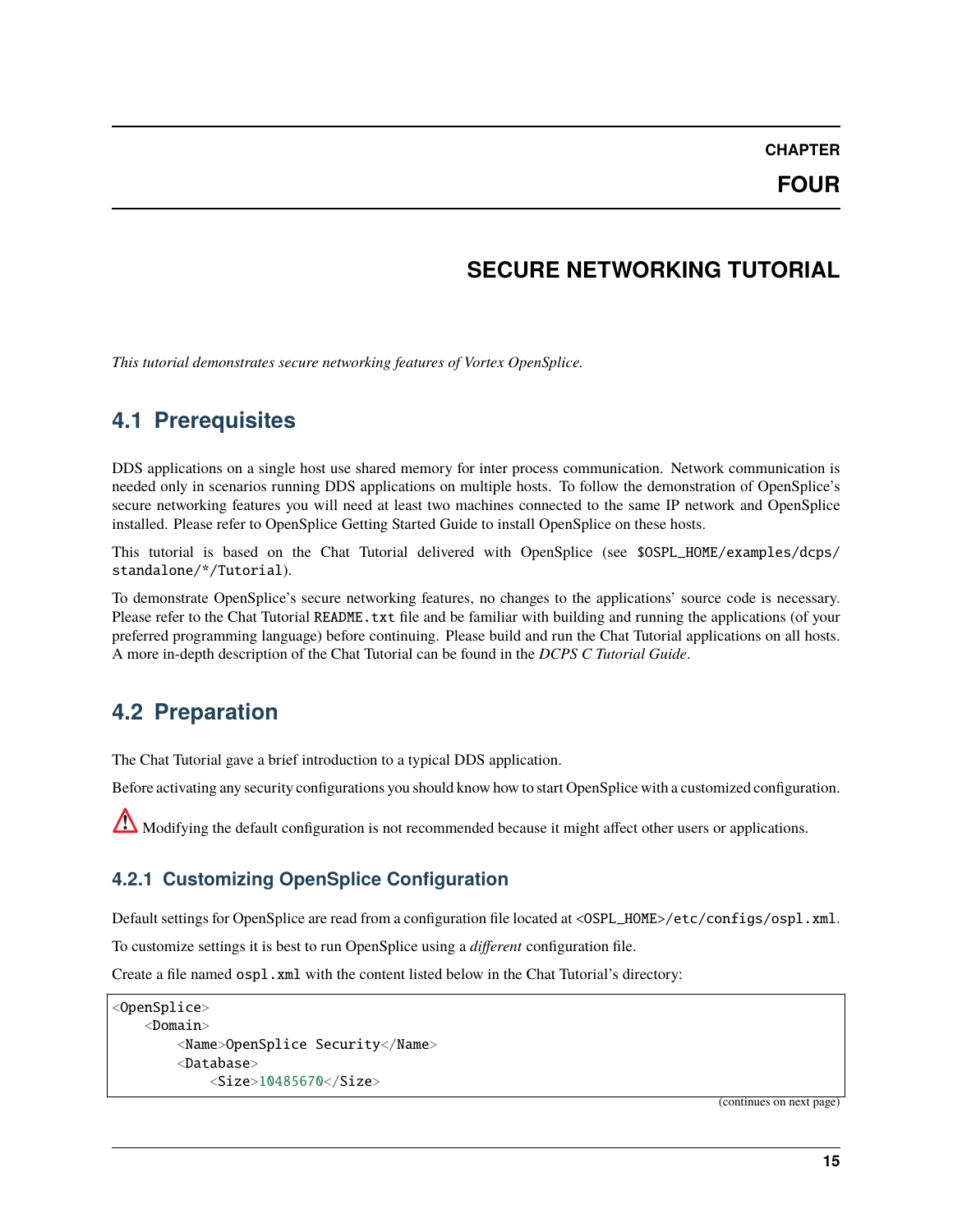# CHAPTER FOUR

# SECURE NETWORKING TUTORIAL

*This tutorial demonstrates secure networking features of Vortex OpenSplice.*

## 4.1 Prerequisites

DDS applications on a single host use shared memory for inter process communication. Network communication is needed only in scenarios running DDS applications on multiple hosts. To follow the demonstration of OpenSplice's secure networking features you will need at least two machines connected to the same IP network and OpenSplice installed. Please refer to OpenSplice Getting Started Guide to install OpenSplice on these hosts.

This tutorial is based on the Chat Tutorial delivered with OpenSplice (see `$OSPL_HOME/examples/dcps/standalone/*/Tutorial`).

To demonstrate OpenSplice's secure networking features, no changes to the applications' source code is necessary. Please refer to the Chat Tutorial `README.txt` file and be familiar with building and running the applications (of your preferred programming language) before continuing. Please build and run the Chat Tutorial applications on all hosts. A more in-depth description of the Chat Tutorial can be found in the *DCPS C Tutorial Guide*.

## 4.2 Preparation

The Chat Tutorial gave a brief introduction to a typical DDS application.

Before activating any security configurations you should know how to start OpenSplice with a customized configuration.

⚠ Modifying the default configuration is not recommended because it might affect other users or applications.

### 4.2.1 Customizing OpenSplice Configuration

Default settings for OpenSplice are read from a configuration file located at `<OSPL_HOME>/etc/configs/ospl.xml`.

To customize settings it is best to run OpenSplice using a *different* configuration file.

Create a file named `ospl.xml` with the content listed below in the Chat Tutorial's directory:

```
<OpenSplice>
    <Domain>
        <Name>OpenSplice Security</Name>
        <Database>
            <Size>10485670</Size>
```

(continues on next page)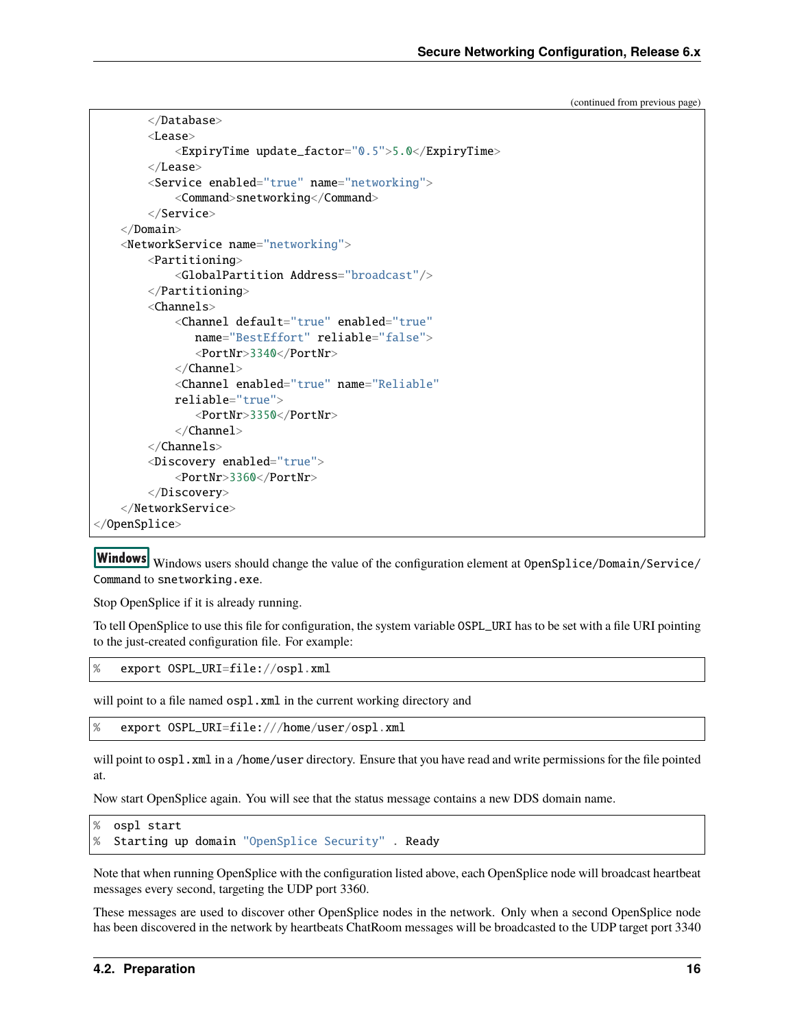(continued from previous page)

```
        </Database>
        <Lease>
            <ExpiryTime update_factor="0.5">5.0</ExpiryTime>
        </Lease>
        <Service enabled="true" name="networking">
            <Command>snetworking</Command>
        </Service>
    </Domain>
    <NetworkService name="networking">
        <Partitioning>
            <GlobalPartition Address="broadcast"/>
        </Partitioning>
        <Channels>
            <Channel default="true" enabled="true"
               name="BestEffort" reliable="false">
               <PortNr>3340</PortNr>
            </Channel>
            <Channel enabled="true" name="Reliable"
            reliable="true">
               <PortNr>3350</PortNr>
            </Channel>
        </Channels>
        <Discovery enabled="true">
            <PortNr>3360</PortNr>
        </Discovery>
    </NetworkService>
</OpenSplice>
```

**Windows** Windows users should change the value of the configuration element at `OpenSplice/Domain/Service/Command` to `snetworking.exe`.

Stop OpenSplice if it is already running.

To tell OpenSplice to use this file for configuration, the system variable `OSPL_URI` has to be set with a file URI pointing to the just-created configuration file. For example:

```
%   export OSPL_URI=file://ospl.xml
```

will point to a file named `ospl.xml` in the current working directory and

```
%   export OSPL_URI=file:///home/user/ospl.xml
```

will point to `ospl.xml` in a `/home/user` directory. Ensure that you have read and write permissions for the file pointed at.

Now start OpenSplice again. You will see that the status message contains a new DDS domain name.

```
%  ospl start
%  Starting up domain "OpenSplice Security" . Ready
```

Note that when running OpenSplice with the configuration listed above, each OpenSplice node will broadcast heartbeat messages every second, targeting the UDP port 3360.

These messages are used to discover other OpenSplice nodes in the network. Only when a second OpenSplice node has been discovered in the network by heartbeats ChatRoom messages will be broadcasted to the UDP target port 3340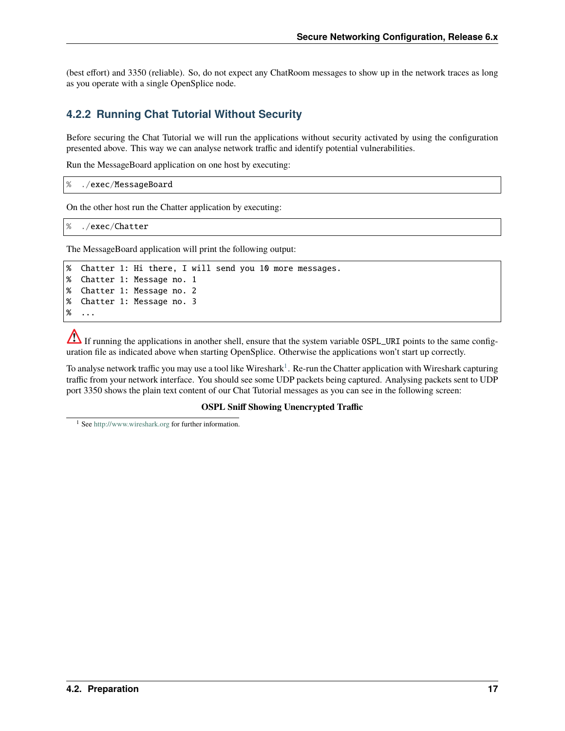(best effort) and 3350 (reliable). So, do not expect any ChatRoom messages to show up in the network traces as long as you operate with a single OpenSplice node.

### 4.2.2 Running Chat Tutorial Without Security

Before securing the Chat Tutorial we will run the applications without security activated by using the configuration presented above. This way we can analyse network traffic and identify potential vulnerabilities.

Run the MessageBoard application on one host by executing:

```
% ./exec/MessageBoard
```

On the other host run the Chatter application by executing:

```
% ./exec/Chatter
```

The MessageBoard application will print the following output:

```
% Chatter 1: Hi there, I will send you 10 more messages.
% Chatter 1: Message no. 1
% Chatter 1: Message no. 2
% Chatter 1: Message no. 3
% ...
```

⚠ If running the applications in another shell, ensure that the system variable `OSPL_URI` points to the same configuration file as indicated above when starting OpenSplice. Otherwise the applications won't start up correctly.

To analyse network traffic you may use a tool like Wireshark[1]. Re-run the Chatter application with Wireshark capturing traffic from your network interface. You should see some UDP packets being captured. Analysing packets sent to UDP port 3350 shows the plain text content of our Chat Tutorial messages as you can see in the following screen:

**OSPL Sniff Showing Unencrypted Traffic**

[1] See http://www.wireshark.org for further information.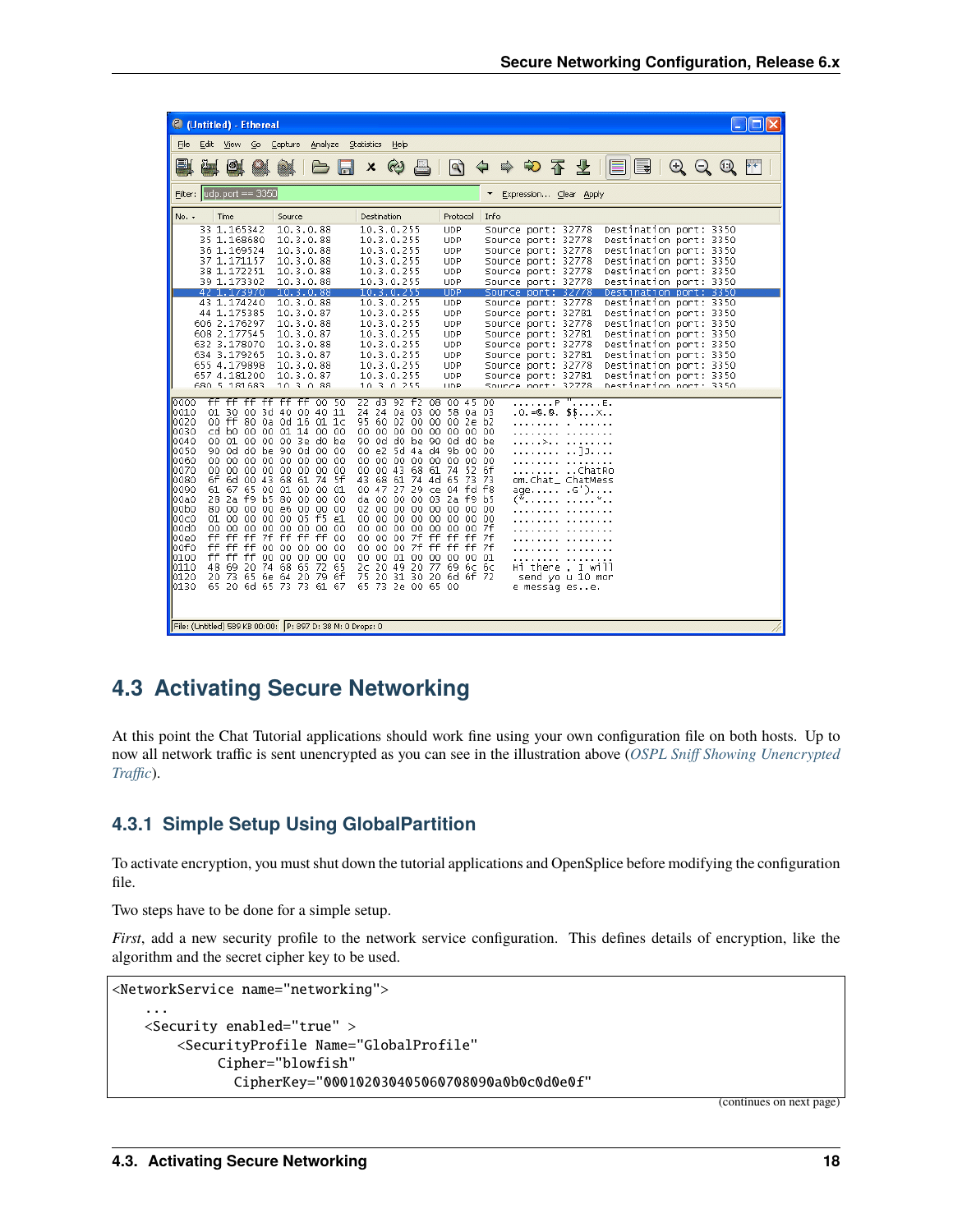## 4.3 Activating Secure Networking

At this point the Chat Tutorial applications should work fine using your own configuration file on both hosts. Up to now all network traffic is sent unencrypted as you can see in the illustration above (*OSPL Sniff Showing Unencrypted Traffic*).

### 4.3.1 Simple Setup Using GlobalPartition

To activate encryption, you must shut down the tutorial applications and OpenSplice before modifying the configuration file.

Two steps have to be done for a simple setup.

*First*, add a new security profile to the network service configuration. This defines details of encryption, like the algorithm and the secret cipher key to be used.

```
<NetworkService name="networking">
    ...
    <Security enabled="true" >
        <SecurityProfile Name="GlobalProfile"
             Cipher="blowfish"
               CipherKey="000102030405060708090a0b0c0d0e0f"
```

(continues on next page)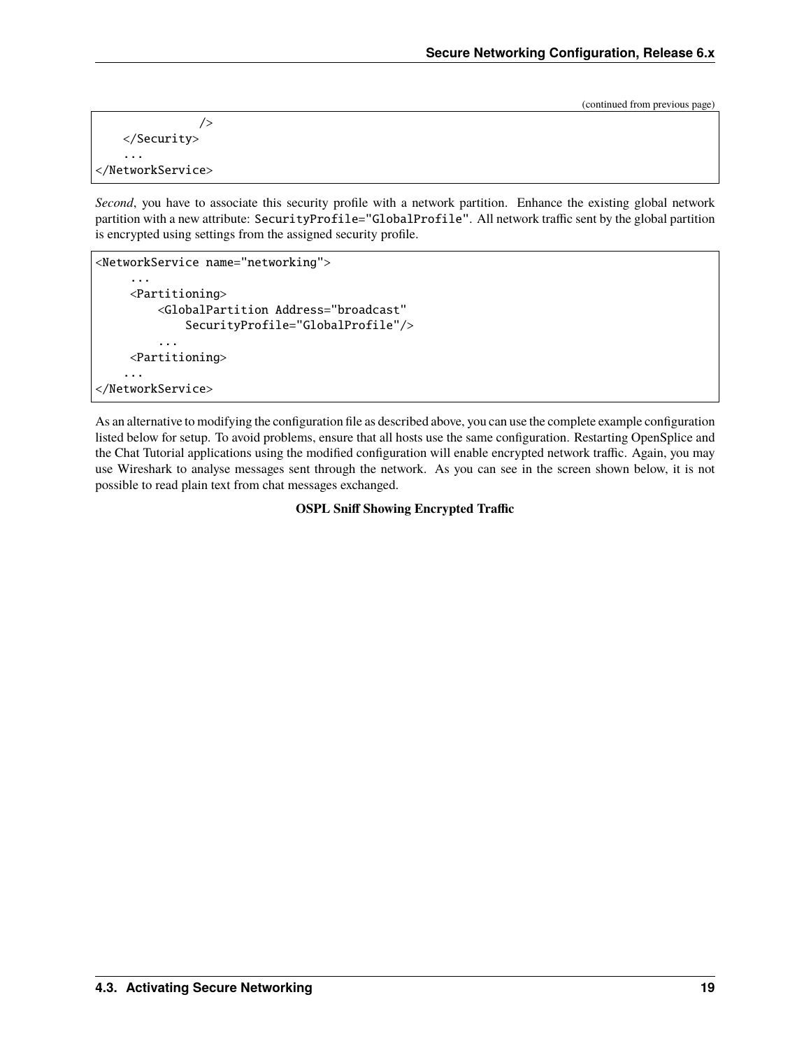(continued from previous page)

```
            />
    </Security>
    ...
</NetworkService>
```

*Second*, you have to associate this security profile with a network partition. Enhance the existing global network partition with a new attribute: `SecurityProfile="GlobalProfile"`. All network traffic sent by the global partition is encrypted using settings from the assigned security profile.

```
<NetworkService name="networking">
     ...
     <Partitioning>
         <GlobalPartition Address="broadcast"
             SecurityProfile="GlobalProfile"/>
         ...
     <Partitioning>
    ...
</NetworkService>
```

As an alternative to modifying the configuration file as described above, you can use the complete example configuration listed below for setup. To avoid problems, ensure that all hosts use the same configuration. Restarting OpenSplice and the Chat Tutorial applications using the modified configuration will enable encrypted network traffic. Again, you may use Wireshark to analyse messages sent through the network. As you can see in the screen shown below, it is not possible to read plain text from chat messages exchanged.

**OSPL Sniff Showing Encrypted Traffic**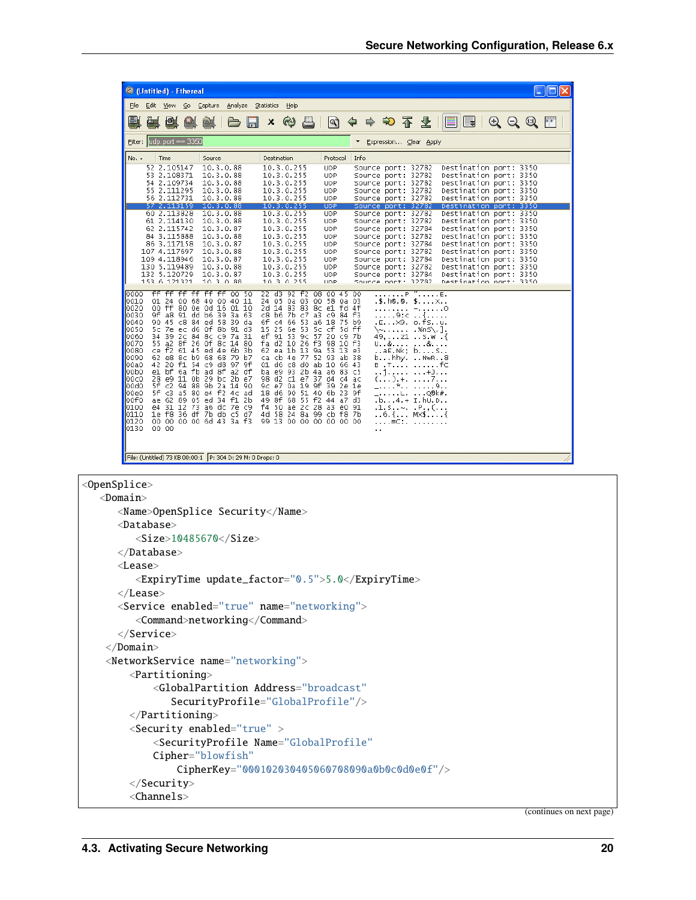```
<OpenSplice>
   <Domain>
      <Name>OpenSplice Security</Name>
      <Database>
         <Size>10485670</Size>
      </Database>
      <Lease>
         <ExpiryTime update_factor="0.5">5.0</ExpiryTime>
      </Lease>
      <Service enabled="true" name="networking">
         <Command>networking</Command>
      </Service>
    </Domain>
    <NetworkService name="networking">
        <Partitioning>
            <GlobalPartition Address="broadcast"
               SecurityProfile="GlobalProfile"/>
        </Partitioning>
        <Security enabled="true" >
            <SecurityProfile Name="GlobalProfile"
            Cipher="blowfish"
                CipherKey="000102030405060708090a0b0c0d0e0f"/>
        </Security>
        <Channels>
```

(continues on next page)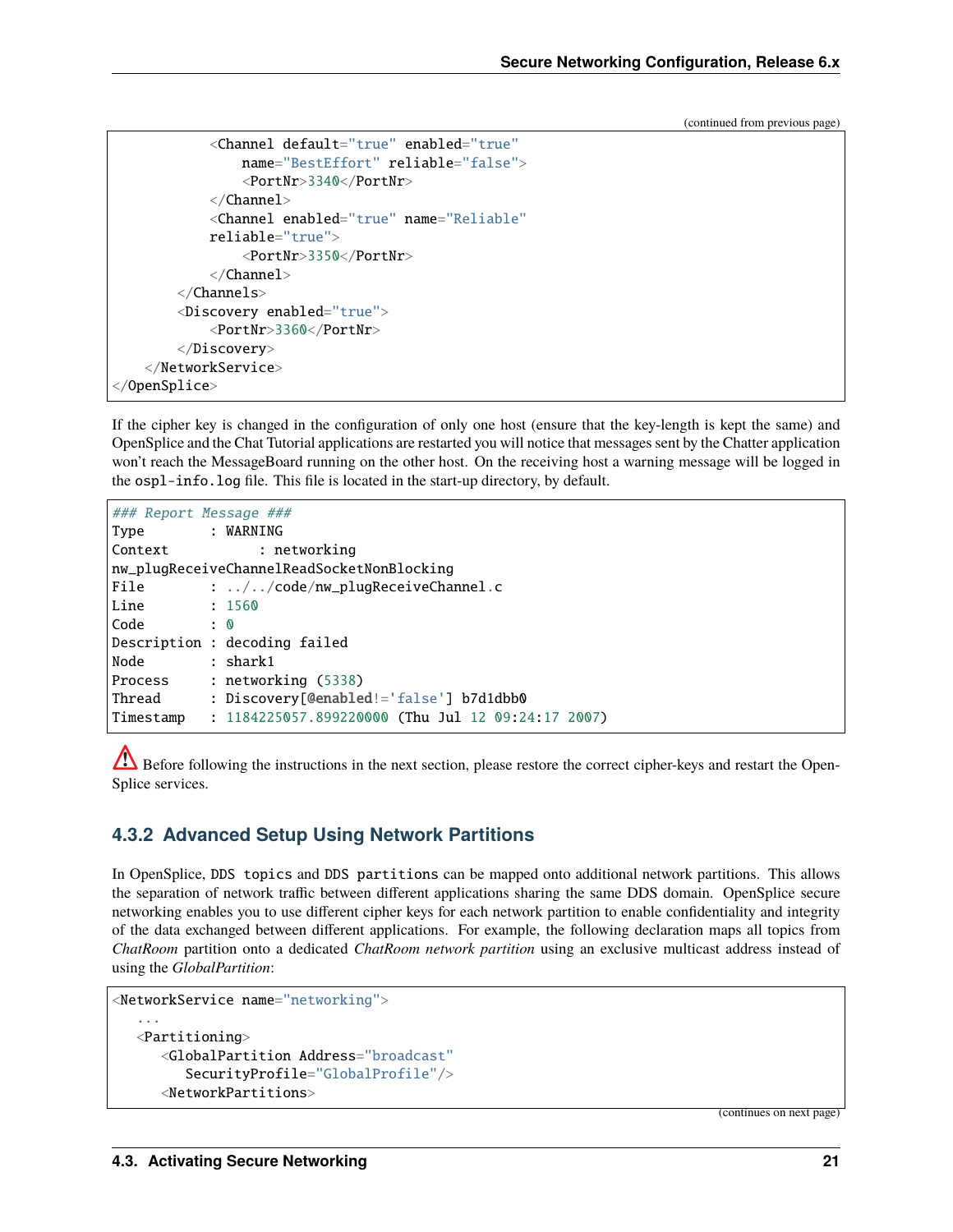(continued from previous page)

```
            <Channel default="true" enabled="true"
                name="BestEffort" reliable="false">
                <PortNr>3340</PortNr>
            </Channel>
            <Channel enabled="true" name="Reliable"
            reliable="true">
                <PortNr>3350</PortNr>
            </Channel>
        </Channels>
        <Discovery enabled="true">
            <PortNr>3360</PortNr>
        </Discovery>
    </NetworkService>
</OpenSplice>
```

If the cipher key is changed in the configuration of only one host (ensure that the key-length is kept the same) and OpenSplice and the Chat Tutorial applications are restarted you will notice that messages sent by the Chatter application won't reach the MessageBoard running on the other host. On the receiving host a warning message will be logged in the `ospl-info.log` file. This file is located in the start-up directory, by default.

```
### Report Message ###
Type        : WARNING
Context           : networking
nw_plugReceiveChannelReadSocketNonBlocking
File        : ../../code/nw_plugReceiveChannel.c
Line        : 1560
Code        : 0
Description : decoding failed
Node        : shark1
Process     : networking (5338)
Thread      : Discovery[@enabled!='false'] b7d1dbb0
Timestamp   : 1184225057.899220000 (Thu Jul 12 09:24:17 2007)
```

⚠ Before following the instructions in the next section, please restore the correct cipher-keys and restart the OpenSplice services.

### 4.3.2 Advanced Setup Using Network Partitions

In OpenSplice, `DDS topics` and `DDS partitions` can be mapped onto additional network partitions. This allows the separation of network traffic between different applications sharing the same DDS domain. OpenSplice secure networking enables you to use different cipher keys for each network partition to enable confidentiality and integrity of the data exchanged between different applications. For example, the following declaration maps all topics from *ChatRoom* partition onto a dedicated *ChatRoom network partition* using an exclusive multicast address instead of using the *GlobalPartition*:

```
<NetworkService name="networking">
   ...
   <Partitioning>
      <GlobalPartition Address="broadcast"
         SecurityProfile="GlobalProfile"/>
      <NetworkPartitions>
```

(continues on next page)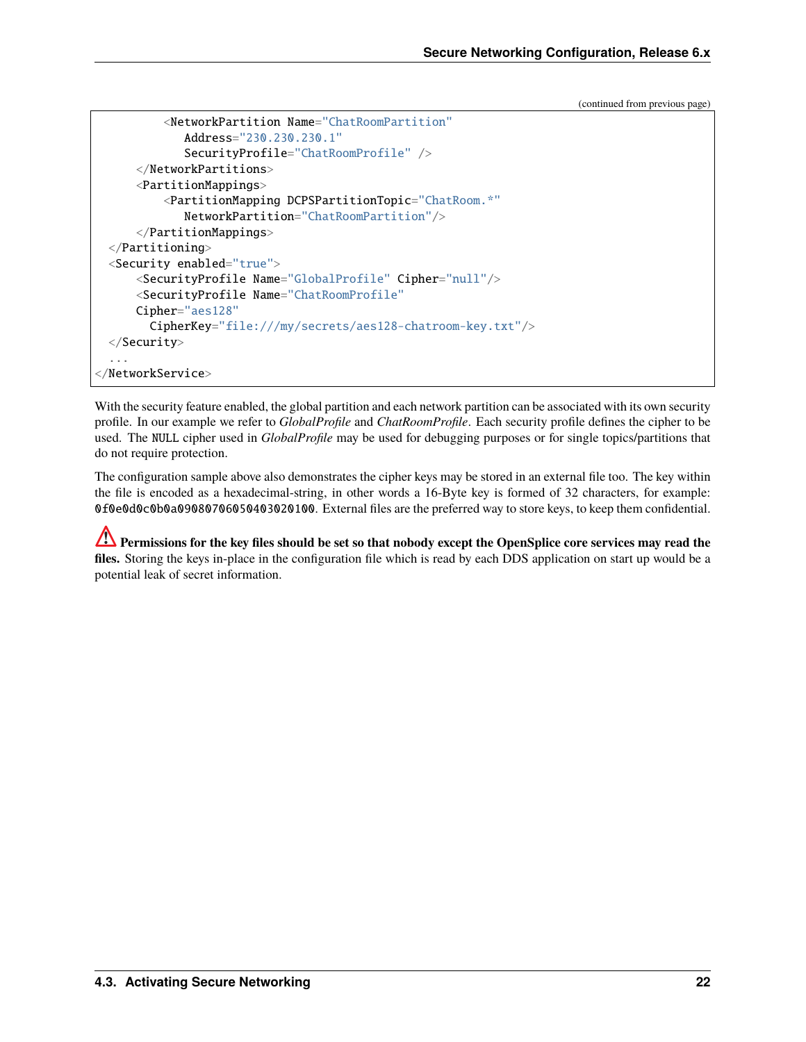(continued from previous page)

```
        <NetworkPartition Name="ChatRoomPartition"
           Address="230.230.230.1"
           SecurityProfile="ChatRoomProfile" />
      </NetworkPartitions>
      <PartitionMappings>
        <PartitionMapping DCPSPartitionTopic="ChatRoom.*"
           NetworkPartition="ChatRoomPartition"/>
      </PartitionMappings>
  </Partitioning>
  <Security enabled="true">
      <SecurityProfile Name="GlobalProfile" Cipher="null"/>
      <SecurityProfile Name="ChatRoomProfile"
      Cipher="aes128"
        CipherKey="file:///my/secrets/aes128-chatroom-key.txt"/>
  </Security>
  ...
</NetworkService>
```

With the security feature enabled, the global partition and each network partition can be associated with its own security profile. In our example we refer to *GlobalProfile* and *ChatRoomProfile*. Each security profile defines the cipher to be used. The `NULL` cipher used in *GlobalProfile* may be used for debugging purposes or for single topics/partitions that do not require protection.

The configuration sample above also demonstrates the cipher keys may be stored in an external file too. The key within the file is encoded as a hexadecimal-string, in other words a 16-Byte key is formed of 32 characters, for example: `0f0e0d0c0b0a09080706050403020100`. External files are the preferred way to store keys, to keep them confidential.

⚠ **Permissions for the key files should be set so that nobody except the OpenSplice core services may read the files.** Storing the keys in-place in the configuration file which is read by each DDS application on start up would be a potential leak of secret information.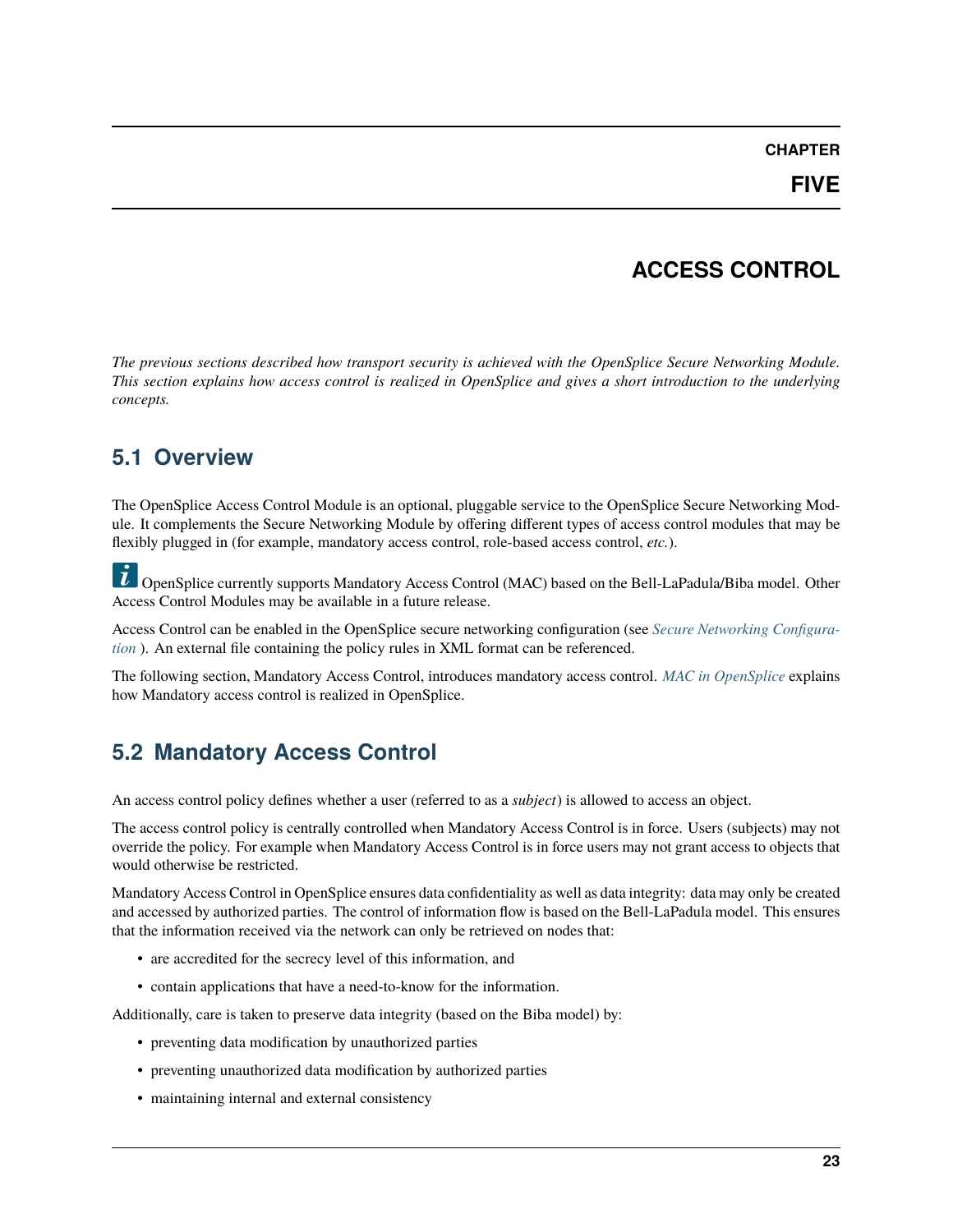# CHAPTER FIVE

# ACCESS CONTROL

*The previous sections described how transport security is achieved with the OpenSplice Secure Networking Module. This section explains how access control is realized in OpenSplice and gives a short introduction to the underlying concepts.*

## 5.1 Overview

The OpenSplice Access Control Module is an optional, pluggable service to the OpenSplice Secure Networking Module. It complements the Secure Networking Module by offering different types of access control modules that may be flexibly plugged in (for example, mandatory access control, role-based access control, *etc.*).

OpenSplice currently supports Mandatory Access Control (MAC) based on the Bell-LaPadula/Biba model. Other Access Control Modules may be available in a future release.

Access Control can be enabled in the OpenSplice secure networking configuration (see *Secure Networking Configuration* ). An external file containing the policy rules in XML format can be referenced.

The following section, Mandatory Access Control, introduces mandatory access control. *MAC in OpenSplice* explains how Mandatory access control is realized in OpenSplice.

## 5.2 Mandatory Access Control

An access control policy defines whether a user (referred to as a *subject*) is allowed to access an object.

The access control policy is centrally controlled when Mandatory Access Control is in force. Users (subjects) may not override the policy. For example when Mandatory Access Control is in force users may not grant access to objects that would otherwise be restricted.

Mandatory Access Control in OpenSplice ensures data confidentiality as well as data integrity: data may only be created and accessed by authorized parties. The control of information flow is based on the Bell-LaPadula model. This ensures that the information received via the network can only be retrieved on nodes that:

- are accredited for the secrecy level of this information, and
- contain applications that have a need-to-know for the information.

Additionally, care is taken to preserve data integrity (based on the Biba model) by:

- preventing data modification by unauthorized parties
- preventing unauthorized data modification by authorized parties
- maintaining internal and external consistency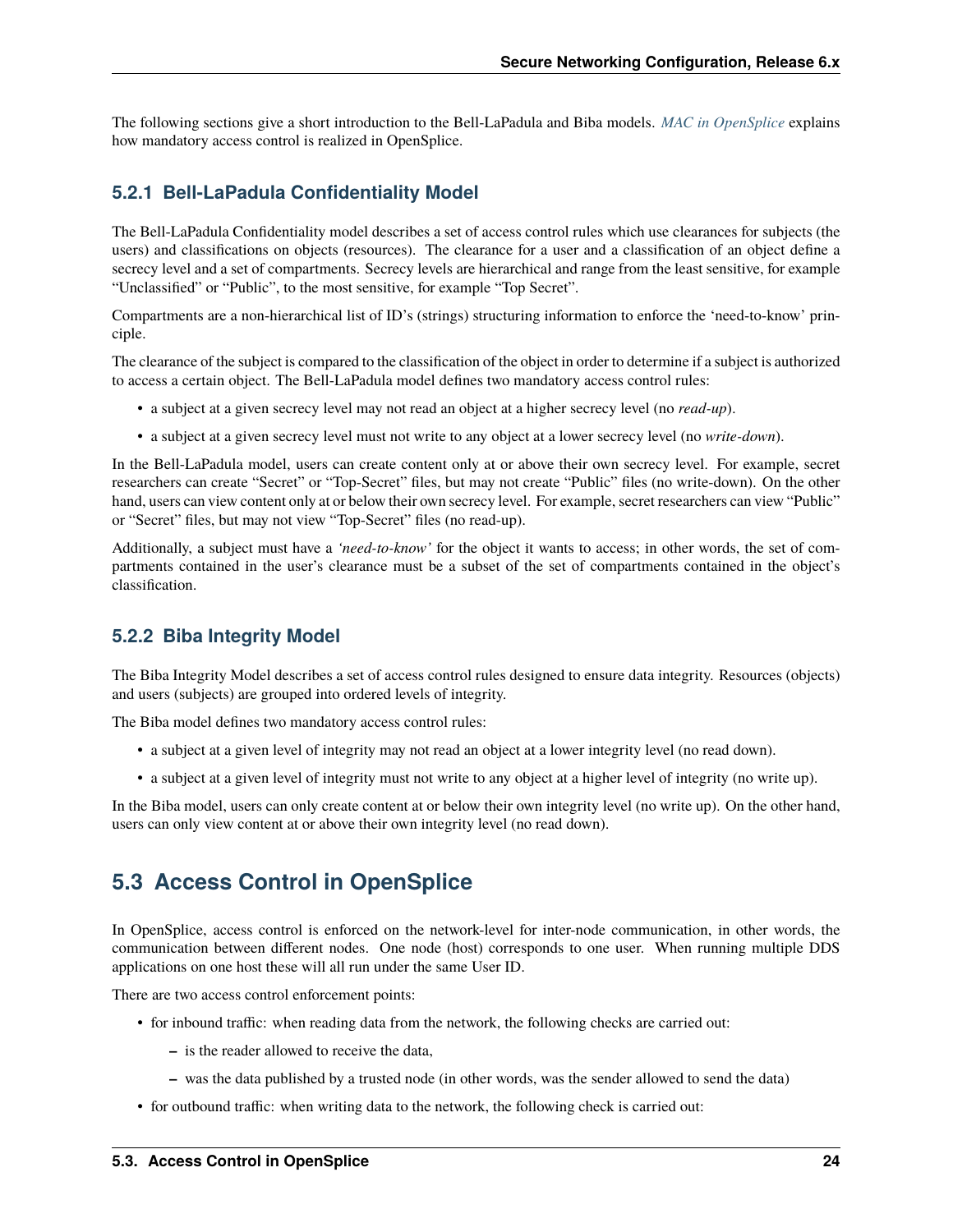The following sections give a short introduction to the Bell-LaPadula and Biba models. *MAC in OpenSplice* explains how mandatory access control is realized in OpenSplice.

### 5.2.1 Bell-LaPadula Confidentiality Model

The Bell-LaPadula Confidentiality model describes a set of access control rules which use clearances for subjects (the users) and classifications on objects (resources). The clearance for a user and a classification of an object define a secrecy level and a set of compartments. Secrecy levels are hierarchical and range from the least sensitive, for example "Unclassified" or "Public", to the most sensitive, for example "Top Secret".

Compartments are a non-hierarchical list of ID's (strings) structuring information to enforce the 'need-to-know' principle.

The clearance of the subject is compared to the classification of the object in order to determine if a subject is authorized to access a certain object. The Bell-LaPadula model defines two mandatory access control rules:

- a subject at a given secrecy level may not read an object at a higher secrecy level (no *read-up*).
- a subject at a given secrecy level must not write to any object at a lower secrecy level (no *write-down*).

In the Bell-LaPadula model, users can create content only at or above their own secrecy level. For example, secret researchers can create "Secret" or "Top-Secret" files, but may not create "Public" files (no write-down). On the other hand, users can view content only at or below their own secrecy level. For example, secret researchers can view "Public" or "Secret" files, but may not view "Top-Secret" files (no read-up).

Additionally, a subject must have a *'need-to-know'* for the object it wants to access; in other words, the set of compartments contained in the user's clearance must be a subset of the set of compartments contained in the object's classification.

### 5.2.2 Biba Integrity Model

The Biba Integrity Model describes a set of access control rules designed to ensure data integrity. Resources (objects) and users (subjects) are grouped into ordered levels of integrity.

The Biba model defines two mandatory access control rules:

- a subject at a given level of integrity may not read an object at a lower integrity level (no read down).
- a subject at a given level of integrity must not write to any object at a higher level of integrity (no write up).

In the Biba model, users can only create content at or below their own integrity level (no write up). On the other hand, users can only view content at or above their own integrity level (no read down).

## 5.3 Access Control in OpenSplice

In OpenSplice, access control is enforced on the network-level for inter-node communication, in other words, the communication between different nodes. One node (host) corresponds to one user. When running multiple DDS applications on one host these will all run under the same User ID.

There are two access control enforcement points:

- for inbound traffic: when reading data from the network, the following checks are carried out:
  - is the reader allowed to receive the data,
  - was the data published by a trusted node (in other words, was the sender allowed to send the data)
- for outbound traffic: when writing data to the network, the following check is carried out: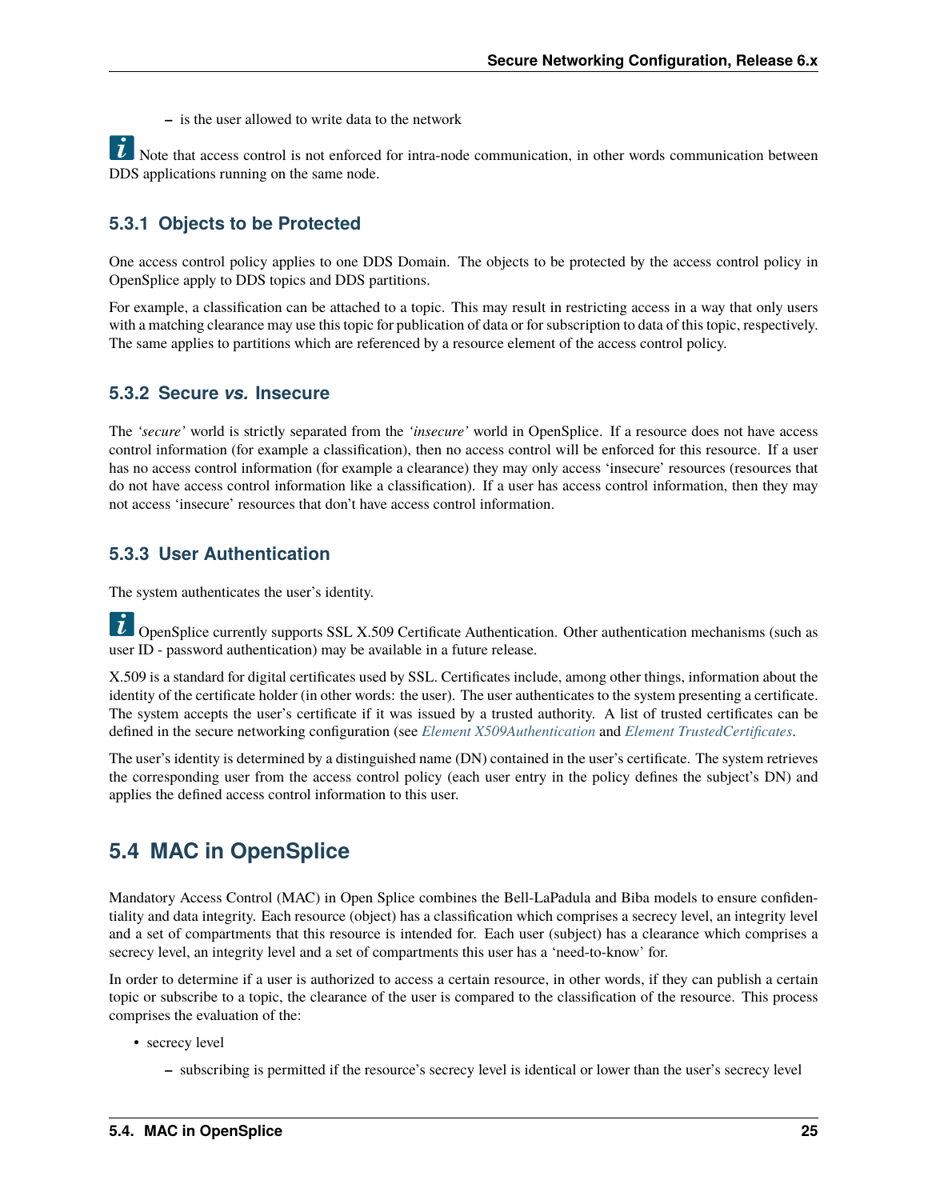- is the user allowed to write data to the network

Note that access control is not enforced for intra-node communication, in other words communication between DDS applications running on the same node.

### 5.3.1 Objects to be Protected

One access control policy applies to one DDS Domain. The objects to be protected by the access control policy in OpenSplice apply to DDS topics and DDS partitions.

For example, a classification can be attached to a topic. This may result in restricting access in a way that only users with a matching clearance may use this topic for publication of data or for subscription to data of this topic, respectively. The same applies to partitions which are referenced by a resource element of the access control policy.

### 5.3.2 Secure *vs.* Insecure

The *'secure'* world is strictly separated from the *'insecure'* world in OpenSplice. If a resource does not have access control information (for example a classification), then no access control will be enforced for this resource. If a user has no access control information (for example a clearance) they may only access 'insecure' resources (resources that do not have access control information like a classification). If a user has access control information, then they may not access 'insecure' resources that don't have access control information.

### 5.3.3 User Authentication

The system authenticates the user's identity.

OpenSplice currently supports SSL X.509 Certificate Authentication. Other authentication mechanisms (such as user ID - password authentication) may be available in a future release.

X.509 is a standard for digital certificates used by SSL. Certificates include, among other things, information about the identity of the certificate holder (in other words: the user). The user authenticates to the system presenting a certificate. The system accepts the user's certificate if it was issued by a trusted authority. A list of trusted certificates can be defined in the secure networking configuration (see *Element X509Authentication* and *Element TrustedCertificates*.

The user's identity is determined by a distinguished name (DN) contained in the user's certificate. The system retrieves the corresponding user from the access control policy (each user entry in the policy defines the subject's DN) and applies the defined access control information to this user.

## 5.4 MAC in OpenSplice

Mandatory Access Control (MAC) in Open Splice combines the Bell-LaPadula and Biba models to ensure confidentiality and data integrity. Each resource (object) has a classification which comprises a secrecy level, an integrity level and a set of compartments that this resource is intended for. Each user (subject) has a clearance which comprises a secrecy level, an integrity level and a set of compartments this user has a 'need-to-know' for.

In order to determine if a user is authorized to access a certain resource, in other words, if they can publish a certain topic or subscribe to a topic, the clearance of the user is compared to the classification of the resource. This process comprises the evaluation of the:

- secrecy level
   - subscribing is permitted if the resource's secrecy level is identical or lower than the user's secrecy level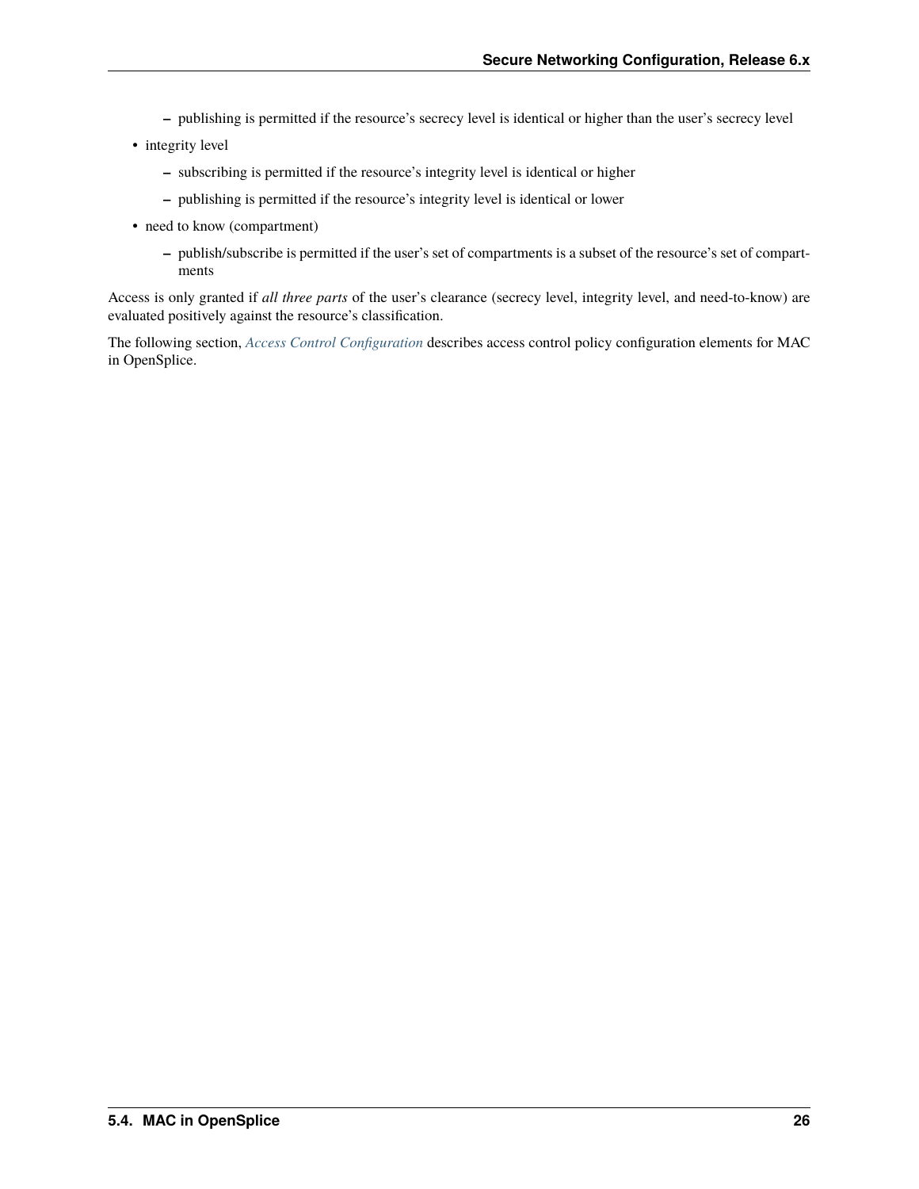- publishing is permitted if the resource's secrecy level is identical or higher than the user's secrecy level
- integrity level
  - subscribing is permitted if the resource's integrity level is identical or higher
  - publishing is permitted if the resource's integrity level is identical or lower
- need to know (compartment)
  - publish/subscribe is permitted if the user's set of compartments is a subset of the resource's set of compartments

Access is only granted if *all three parts* of the user's clearance (secrecy level, integrity level, and need-to-know) are evaluated positively against the resource's classification.

The following section, *Access Control Configuration* describes access control policy configuration elements for MAC in OpenSplice.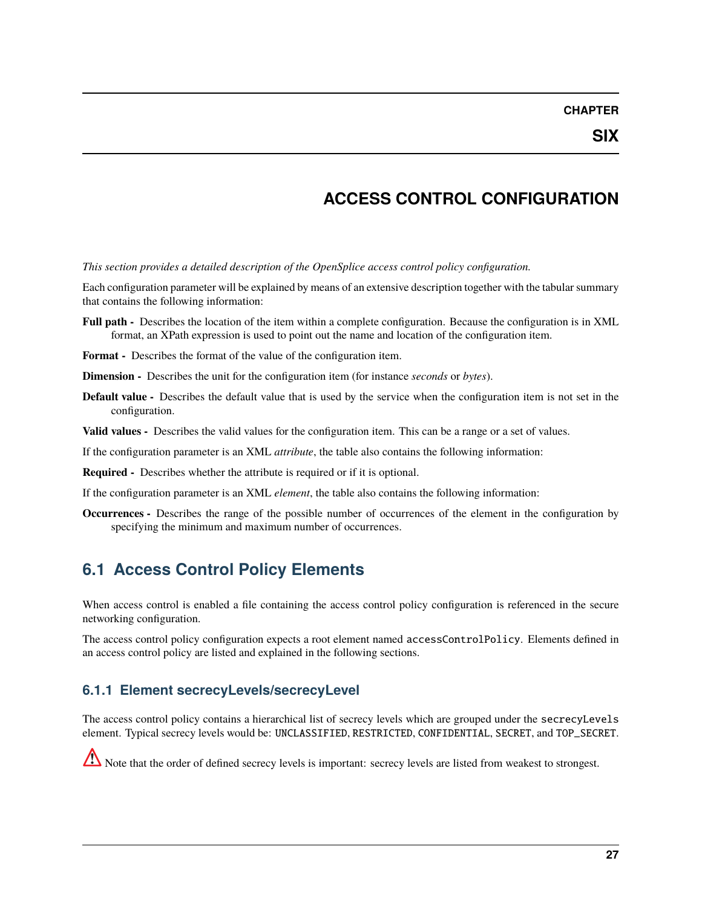# CHAPTER SIX

# ACCESS CONTROL CONFIGURATION

*This section provides a detailed description of the OpenSplice access control policy configuration.*

Each configuration parameter will be explained by means of an extensive description together with the tabular summary that contains the following information:

**Full path -** Describes the location of the item within a complete configuration. Because the configuration is in XML format, an XPath expression is used to point out the name and location of the configuration item.

**Format -** Describes the format of the value of the configuration item.

**Dimension -** Describes the unit for the configuration item (for instance *seconds* or *bytes*).

**Default value -** Describes the default value that is used by the service when the configuration item is not set in the configuration.

**Valid values -** Describes the valid values for the configuration item. This can be a range or a set of values.

If the configuration parameter is an XML *attribute*, the table also contains the following information:

**Required -** Describes whether the attribute is required or if it is optional.

If the configuration parameter is an XML *element*, the table also contains the following information:

**Occurrences -** Describes the range of the possible number of occurrences of the element in the configuration by specifying the minimum and maximum number of occurrences.

## 6.1 Access Control Policy Elements

When access control is enabled a file containing the access control policy configuration is referenced in the secure networking configuration.

The access control policy configuration expects a root element named `accessControlPolicy`. Elements defined in an access control policy are listed and explained in the following sections.

### 6.1.1 Element secrecyLevels/secrecyLevel

The access control policy contains a hierarchical list of secrecy levels which are grouped under the `secrecyLevels` element. Typical secrecy levels would be: `UNCLASSIFIED`, `RESTRICTED`, `CONFIDENTIAL`, `SECRET`, and `TOP_SECRET`.

Note that the order of defined secrecy levels is important: secrecy levels are listed from weakest to strongest.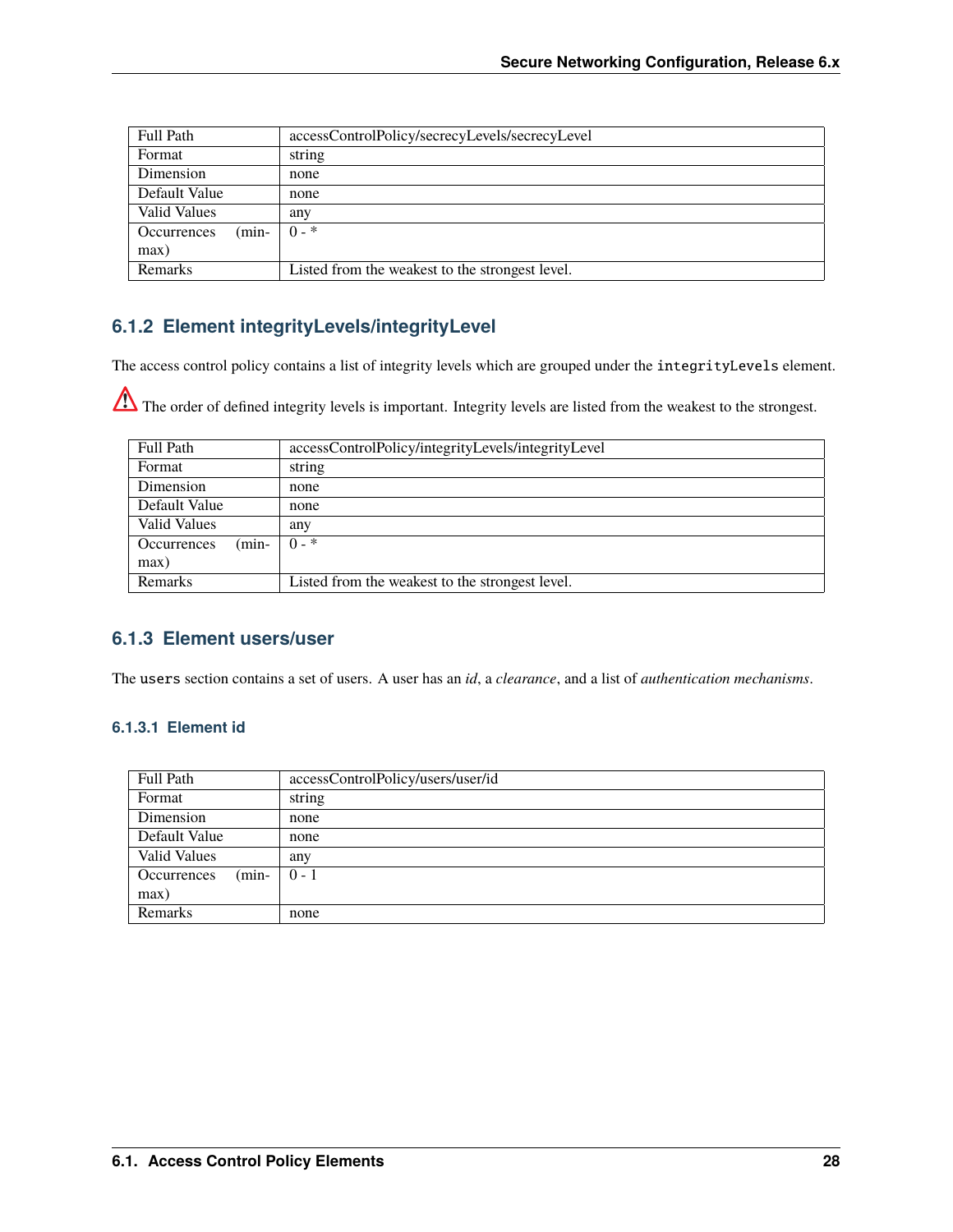| Full Path | accessControlPolicy/secrecyLevels/secrecyLevel |
| --- | --- |
| Format | string |
| Dimension | none |
| Default Value | none |
| Valid Values | any |
| Occurrences (min-max) | 0 - * |
| Remarks | Listed from the weakest to the strongest level. |

### 6.1.2 Element integrityLevels/integrityLevel

The access control policy contains a list of integrity levels which are grouped under the `integrityLevels` element.

⚠ The order of defined integrity levels is important. Integrity levels are listed from the weakest to the strongest.

| Full Path | accessControlPolicy/integrityLevels/integrityLevel |
| --- | --- |
| Format | string |
| Dimension | none |
| Default Value | none |
| Valid Values | any |
| Occurrences (min-max) | 0 - * |
| Remarks | Listed from the weakest to the strongest level. |

### 6.1.3 Element users/user

The `users` section contains a set of users. A user has an *id*, a *clearance*, and a list of *authentication mechanisms*.

#### 6.1.3.1 Element id

| Full Path | accessControlPolicy/users/user/id |
| --- | --- |
| Format | string |
| Dimension | none |
| Default Value | none |
| Valid Values | any |
| Occurrences (min-max) | 0 - 1 |
| Remarks | none |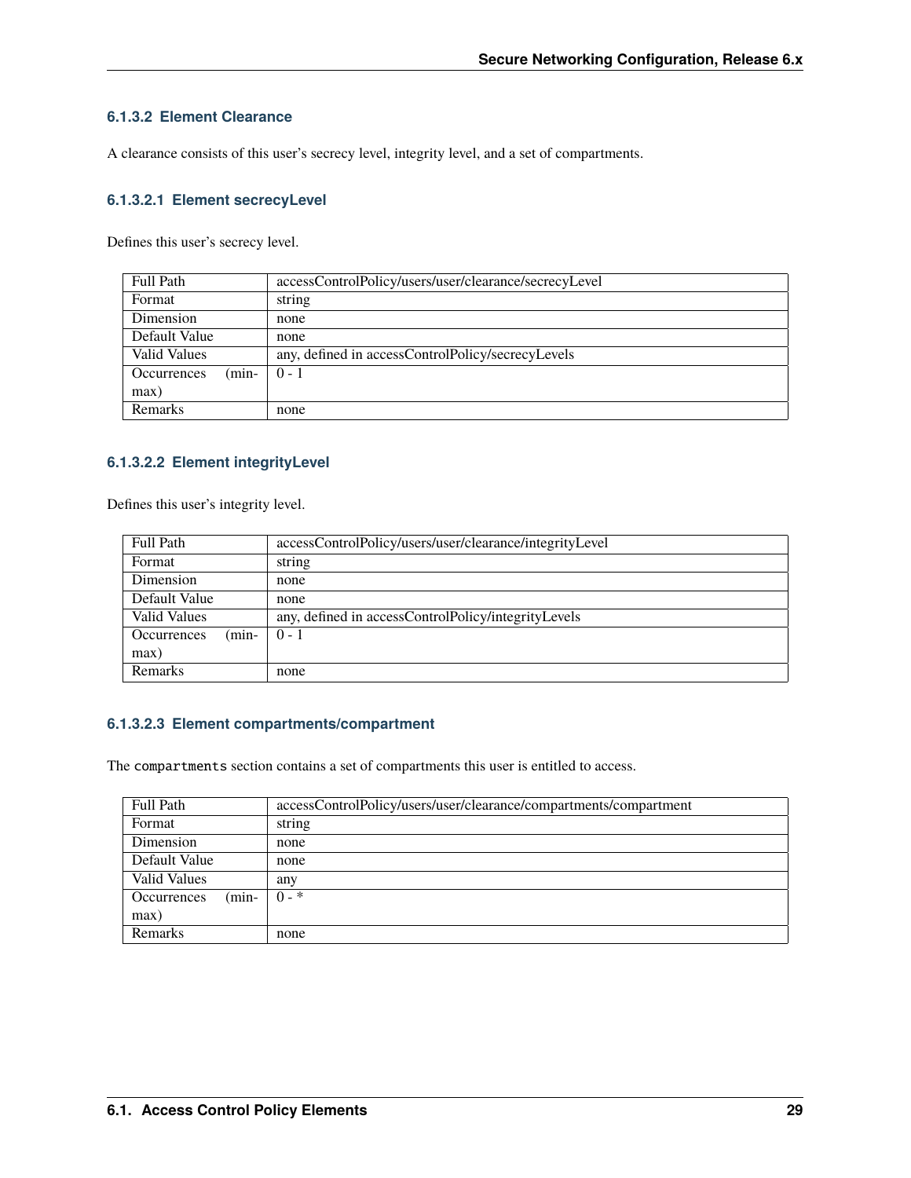#### 6.1.3.2 Element Clearance

A clearance consists of this user's secrecy level, integrity level, and a set of compartments.

##### 6.1.3.2.1 Element secrecyLevel

Defines this user's secrecy level.

| Full Path | accessControlPolicy/users/user/clearance/secrecyLevel |
|---|---|
| Format | string |
| Dimension | none |
| Default Value | none |
| Valid Values | any, defined in accessControlPolicy/secrecyLevels |
| Occurrences (min-max) | 0 - 1 |
| Remarks | none |

##### 6.1.3.2.2 Element integrityLevel

Defines this user's integrity level.

| Full Path | accessControlPolicy/users/user/clearance/integrityLevel |
|---|---|
| Format | string |
| Dimension | none |
| Default Value | none |
| Valid Values | any, defined in accessControlPolicy/integrityLevels |
| Occurrences (min-max) | 0 - 1 |
| Remarks | none |

##### 6.1.3.2.3 Element compartments/compartment

The `compartments` section contains a set of compartments this user is entitled to access.

| Full Path | accessControlPolicy/users/user/clearance/compartments/compartment |
|---|---|
| Format | string |
| Dimension | none |
| Default Value | none |
| Valid Values | any |
| Occurrences (min-max) | 0 - * |
| Remarks | none |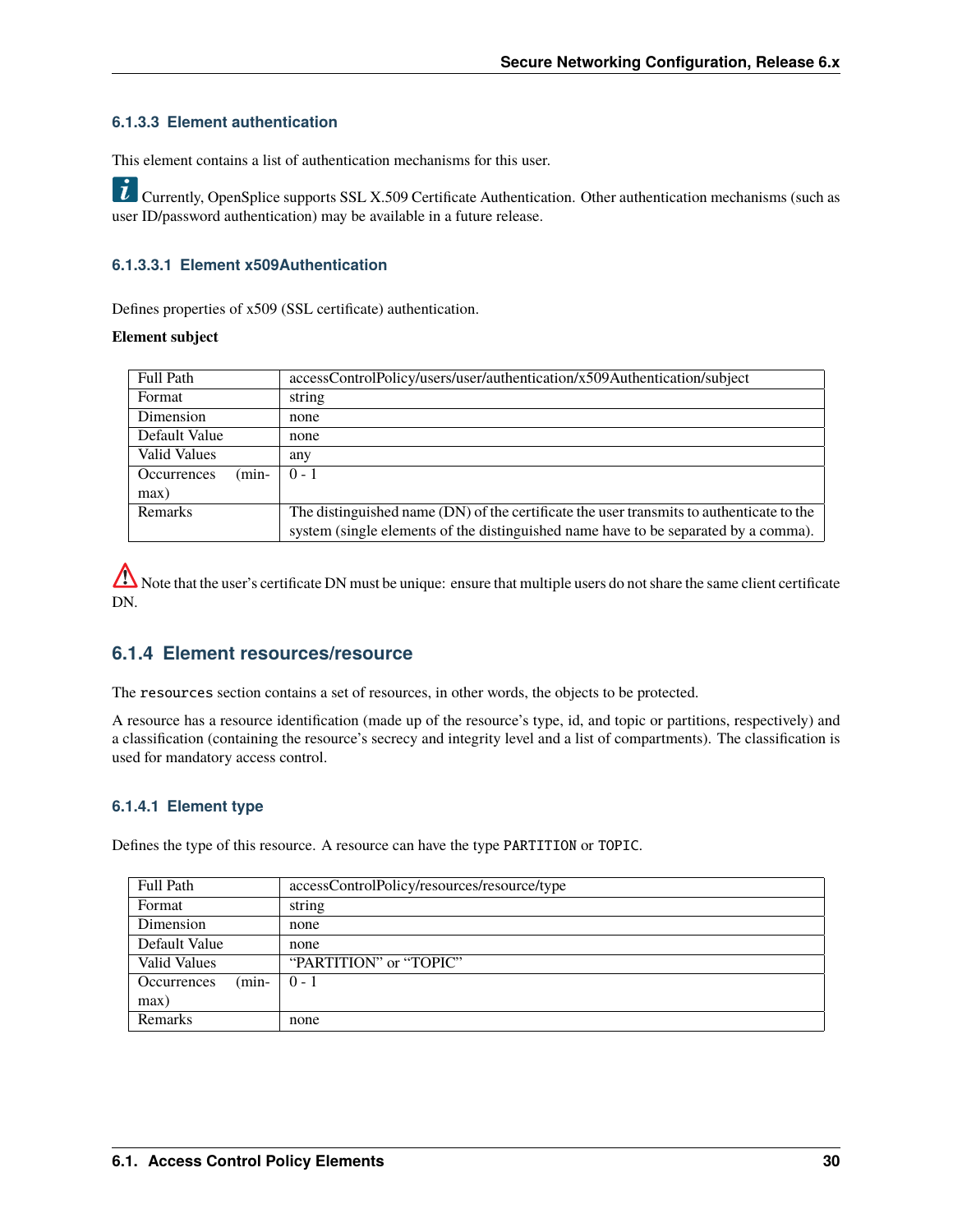#### 6.1.3.3 Element authentication

This element contains a list of authentication mechanisms for this user.

Currently, OpenSplice supports SSL X.509 Certificate Authentication. Other authentication mechanisms (such as user ID/password authentication) may be available in a future release.

##### 6.1.3.3.1 Element x509Authentication

Defines properties of x509 (SSL certificate) authentication.

**Element subject**

| Full Path | accessControlPolicy/users/user/authentication/x509Authentication/subject |
|---|---|
| Format | string |
| Dimension | none |
| Default Value | none |
| Valid Values | any |
| Occurrences (min-max) | 0 - 1 |
| Remarks | The distinguished name (DN) of the certificate the user transmits to authenticate to the system (single elements of the distinguished name have to be separated by a comma). |

Note that the user's certificate DN must be unique: ensure that multiple users do not share the same client certificate DN.

### 6.1.4 Element resources/resource

The `resources` section contains a set of resources, in other words, the objects to be protected.

A resource has a resource identification (made up of the resource's type, id, and topic or partitions, respectively) and a classification (containing the resource's secrecy and integrity level and a list of compartments). The classification is used for mandatory access control.

#### 6.1.4.1 Element type

Defines the type of this resource. A resource can have the type `PARTITION` or `TOPIC`.

| Full Path | accessControlPolicy/resources/resource/type |
|---|---|
| Format | string |
| Dimension | none |
| Default Value | none |
| Valid Values | "PARTITION" or "TOPIC" |
| Occurrences (min-max) | 0 - 1 |
| Remarks | none |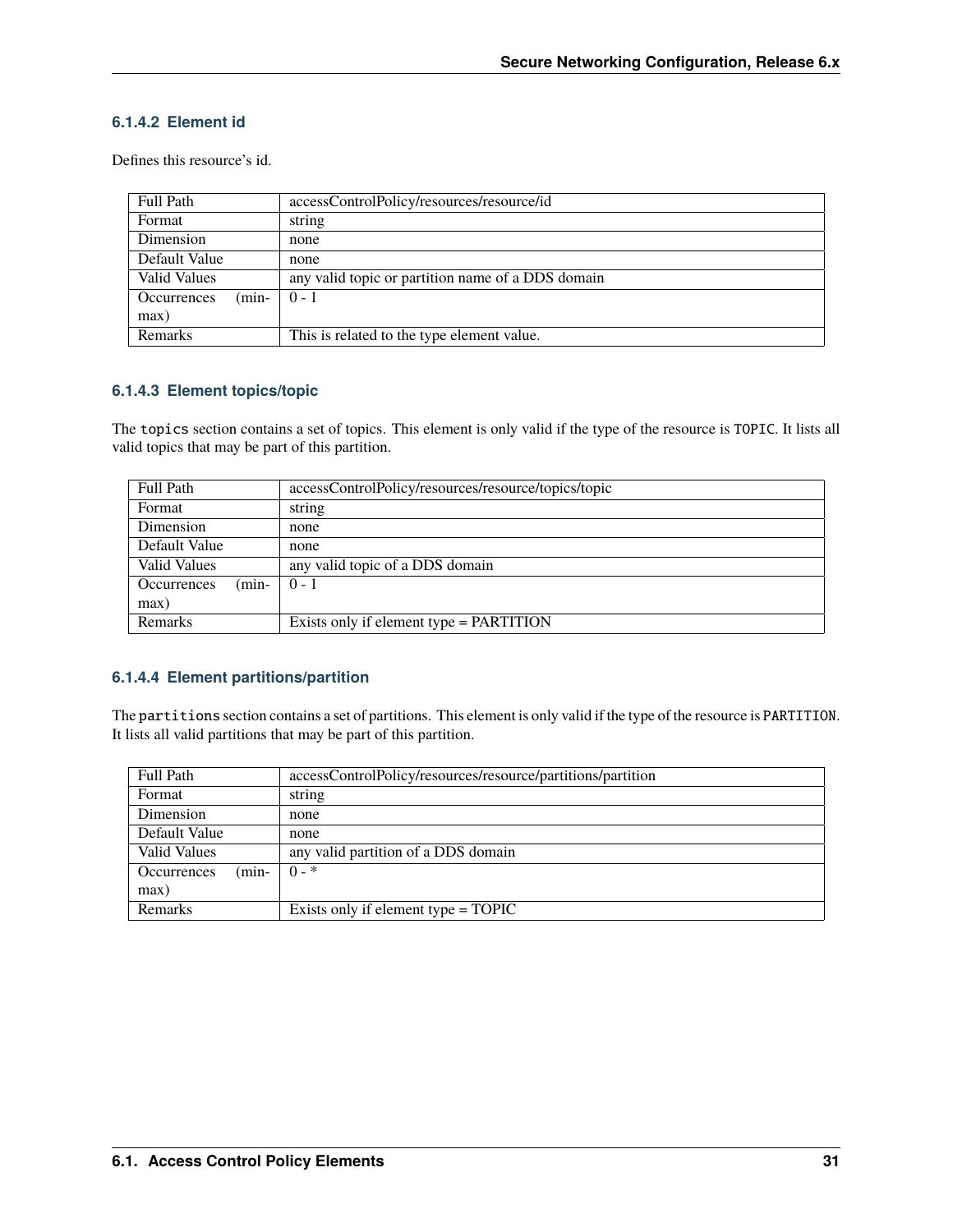### 6.1.4.2 Element id

Defines this resource's id.

| Full Path | accessControlPolicy/resources/resource/id |
|---|---|
| Format | string |
| Dimension | none |
| Default Value | none |
| Valid Values | any valid topic or partition name of a DDS domain |
| Occurrences (min-max) | 0 - 1 |
| Remarks | This is related to the type element value. |

### 6.1.4.3 Element topics/topic

The `topics` section contains a set of topics. This element is only valid if the type of the resource is `TOPIC`. It lists all valid topics that may be part of this partition.

| Full Path | accessControlPolicy/resources/resource/topics/topic |
|---|---|
| Format | string |
| Dimension | none |
| Default Value | none |
| Valid Values | any valid topic of a DDS domain |
| Occurrences (min-max) | 0 - 1 |
| Remarks | Exists only if element type = PARTITION |

### 6.1.4.4 Element partitions/partition

The `partitions` section contains a set of partitions. This element is only valid if the type of the resource is `PARTITION`. It lists all valid partitions that may be part of this partition.

| Full Path | accessControlPolicy/resources/resource/partitions/partition |
|---|---|
| Format | string |
| Dimension | none |
| Default Value | none |
| Valid Values | any valid partition of a DDS domain |
| Occurrences (min-max) | 0 - * |
| Remarks | Exists only if element type = TOPIC |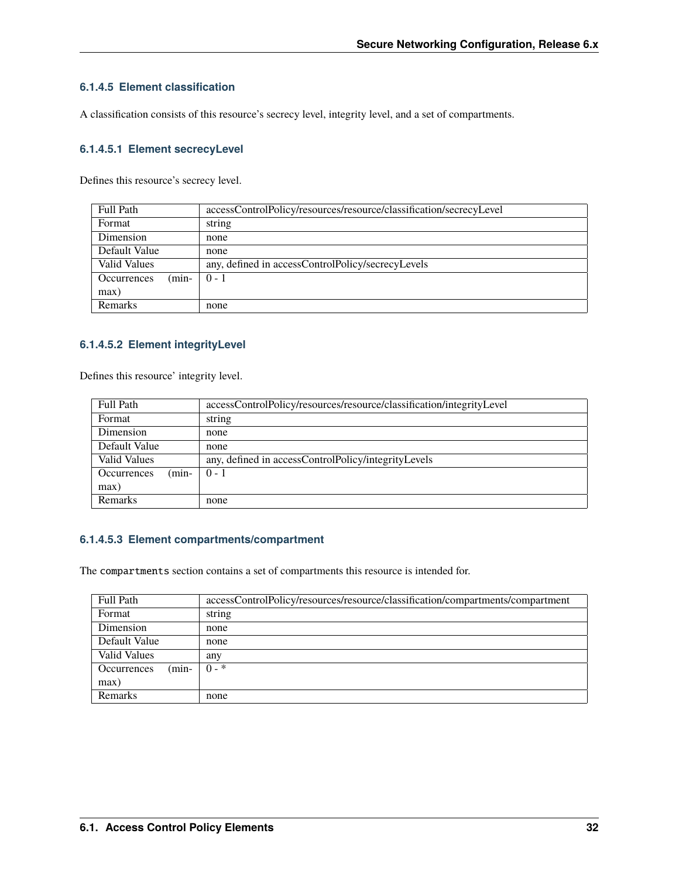### 6.1.4.5 Element classification

A classification consists of this resource's secrecy level, integrity level, and a set of compartments.

#### 6.1.4.5.1 Element secrecyLevel

Defines this resource's secrecy level.

| Full Path | accessControlPolicy/resources/resource/classification/secrecyLevel |
|---|---|
| Format | string |
| Dimension | none |
| Default Value | none |
| Valid Values | any, defined in accessControlPolicy/secrecyLevels |
| Occurrences (min-max) | 0 - 1 |
| Remarks | none |

#### 6.1.4.5.2 Element integrityLevel

Defines this resource' integrity level.

| Full Path | accessControlPolicy/resources/resource/classification/integrityLevel |
|---|---|
| Format | string |
| Dimension | none |
| Default Value | none |
| Valid Values | any, defined in accessControlPolicy/integrityLevels |
| Occurrences (min-max) | 0 - 1 |
| Remarks | none |

#### 6.1.4.5.3 Element compartments/compartment

The `compartments` section contains a set of compartments this resource is intended for.

| Full Path | accessControlPolicy/resources/resource/classification/compartments/compartment |
|---|---|
| Format | string |
| Dimension | none |
| Default Value | none |
| Valid Values | any |
| Occurrences (min-max) | 0 - * |
| Remarks | none |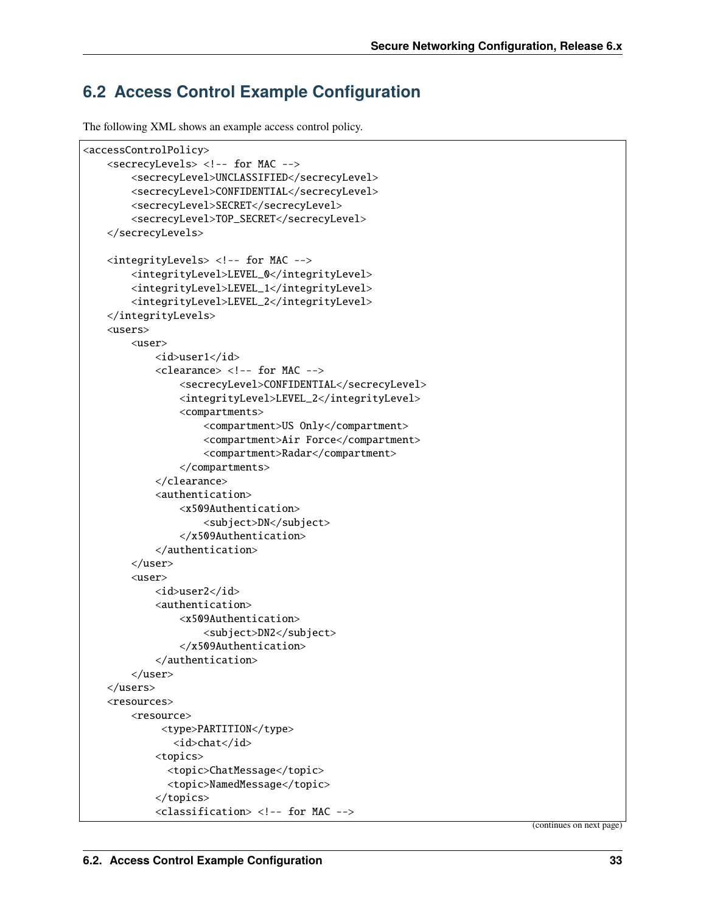## 6.2 Access Control Example Configuration

The following XML shows an example access control policy.

```
<accessControlPolicy>
    <secrecyLevels> <!-- for MAC -->
        <secrecyLevel>UNCLASSIFIED</secrecyLevel>
        <secrecyLevel>CONFIDENTIAL</secrecyLevel>
        <secrecyLevel>SECRET</secrecyLevel>
        <secrecyLevel>TOP_SECRET</secrecyLevel>
    </secrecyLevels>

    <integrityLevels> <!-- for MAC -->
        <integrityLevel>LEVEL_0</integrityLevel>
        <integrityLevel>LEVEL_1</integrityLevel>
        <integrityLevel>LEVEL_2</integrityLevel>
    </integrityLevels>
    <users>
        <user>
            <id>user1</id>
            <clearance> <!-- for MAC -->
                <secrecyLevel>CONFIDENTIAL</secrecyLevel>
                <integrityLevel>LEVEL_2</integrityLevel>
                <compartments>
                    <compartment>US Only</compartment>
                    <compartment>Air Force</compartment>
                    <compartment>Radar</compartment>
                </compartments>
            </clearance>
            <authentication>
                <x509Authentication>
                    <subject>DN</subject>
                </x509Authentication>
            </authentication>
        </user>
        <user>
            <id>user2</id>
            <authentication>
                <x509Authentication>
                    <subject>DN2</subject>
                </x509Authentication>
            </authentication>
        </user>
    </users>
    <resources>
        <resource>
             <type>PARTITION</type>
               <id>chat</id>
            <topics>
              <topic>ChatMessage</topic>
              <topic>NamedMessage</topic>
            </topics>
            <classification> <!-- for MAC -->
```

(continues on next page)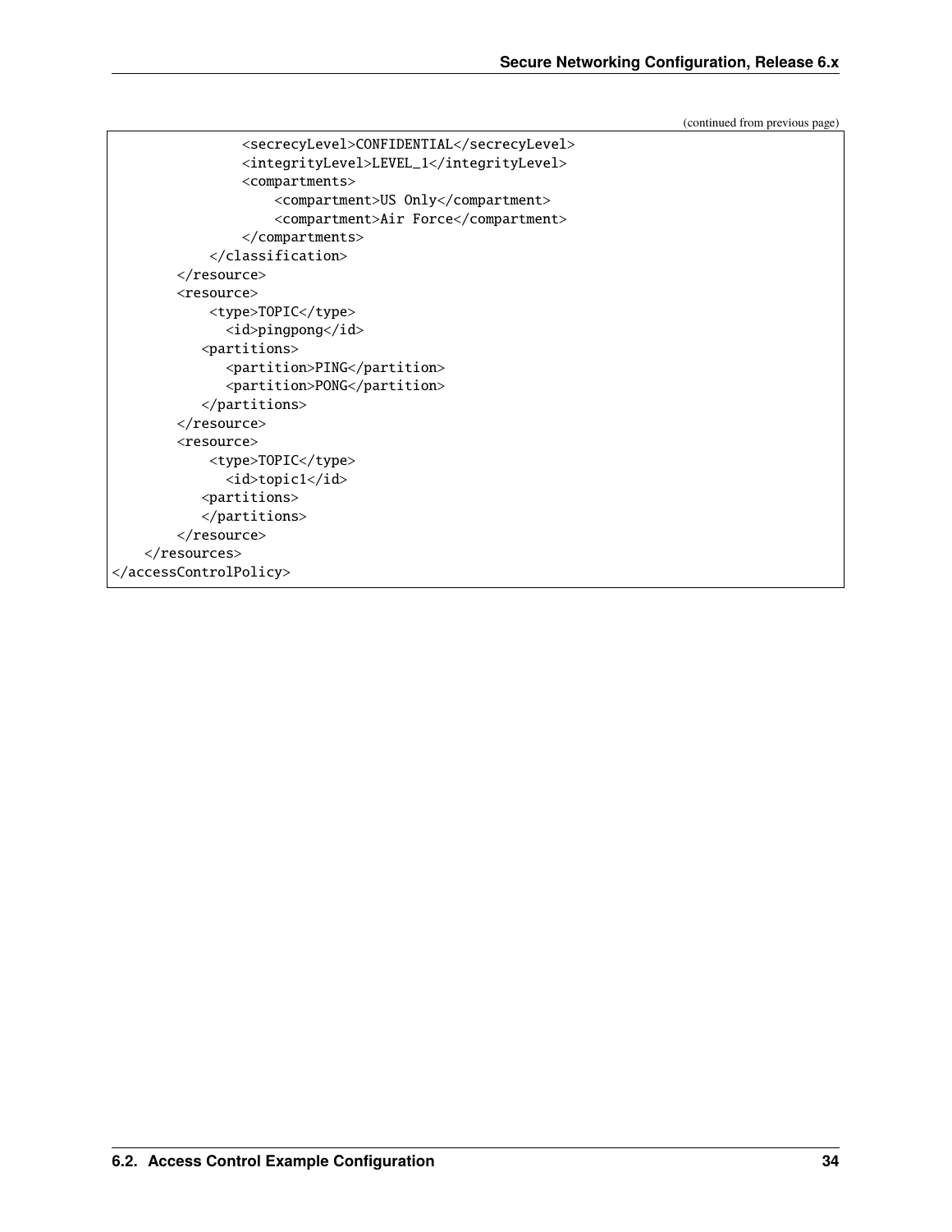(continued from previous page)

```
                <secrecyLevel>CONFIDENTIAL</secrecyLevel>
                <integrityLevel>LEVEL_1</integrityLevel>
                <compartments>
                    <compartment>US Only</compartment>
                    <compartment>Air Force</compartment>
                </compartments>
            </classification>
        </resource>
        <resource>
            <type>TOPIC</type>
              <id>pingpong</id>
           <partitions>
              <partition>PING</partition>
              <partition>PONG</partition>
           </partitions>
        </resource>
        <resource>
            <type>TOPIC</type>
              <id>topic1</id>
           <partitions>
           </partitions>
        </resource>
    </resources>
</accessControlPolicy>
```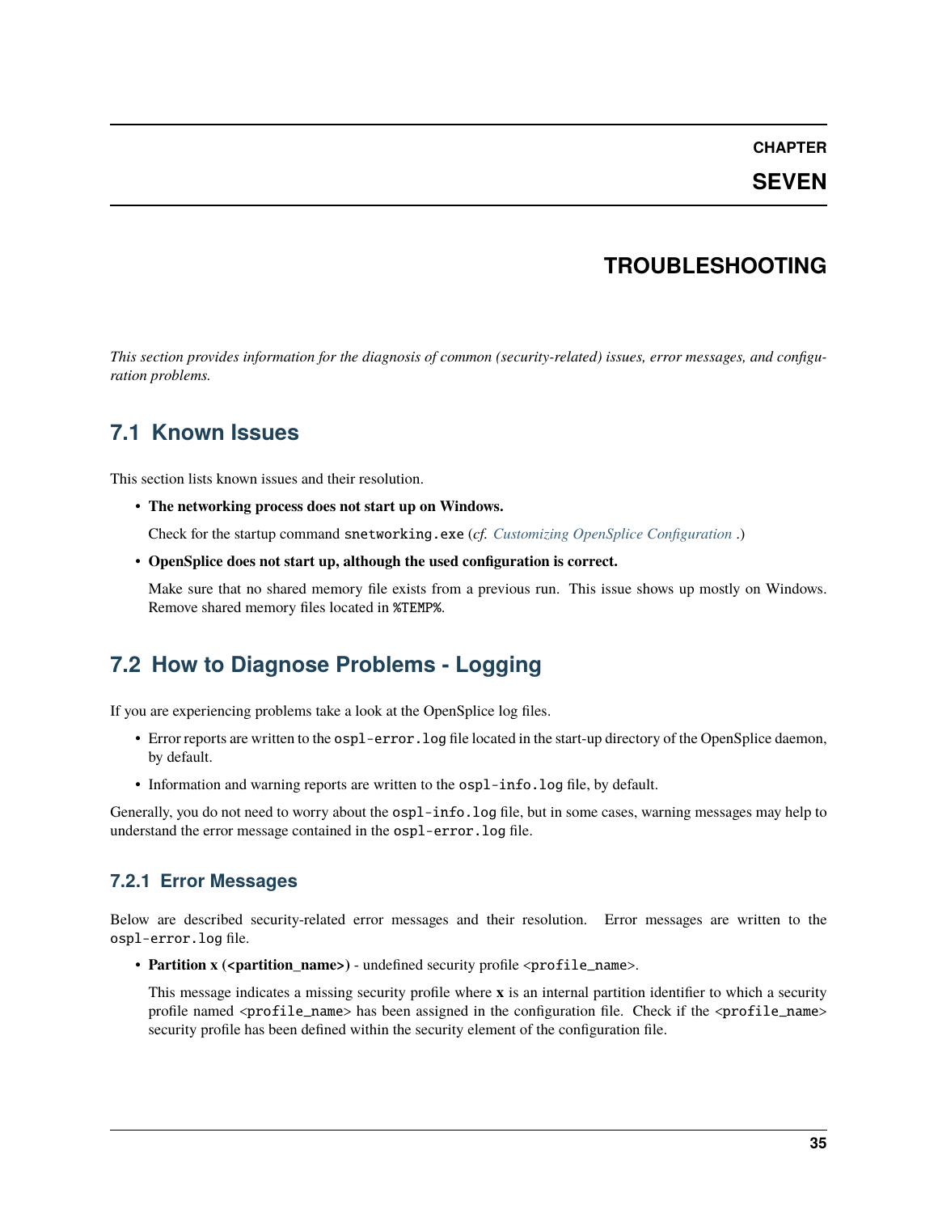# CHAPTER SEVEN

# TROUBLESHOOTING

*This section provides information for the diagnosis of common (security-related) issues, error messages, and configuration problems.*

## 7.1 Known Issues

This section lists known issues and their resolution.

- **The networking process does not start up on Windows.**

  Check for the startup command `snetworking.exe` (*cf.* *Customizing OpenSplice Configuration* .)

- **OpenSplice does not start up, although the used configuration is correct.**

  Make sure that no shared memory file exists from a previous run. This issue shows up mostly on Windows. Remove shared memory files located in `%TEMP%`.

## 7.2 How to Diagnose Problems - Logging

If you are experiencing problems take a look at the OpenSplice log files.

- Error reports are written to the `ospl-error.log` file located in the start-up directory of the OpenSplice daemon, by default.
- Information and warning reports are written to the `ospl-info.log` file, by default.

Generally, you do not need to worry about the `ospl-info.log` file, but in some cases, warning messages may help to understand the error message contained in the `ospl-error.log` file.

### 7.2.1 Error Messages

Below are described security-related error messages and their resolution. Error messages are written to the `ospl-error.log` file.

- **Partition x (<partition_name>)** - undefined security profile `<profile_name>`.

  This message indicates a missing security profile where **x** is an internal partition identifier to which a security profile named `<profile_name>` has been assigned in the configuration file. Check if the `<profile_name>` security profile has been defined within the security element of the configuration file.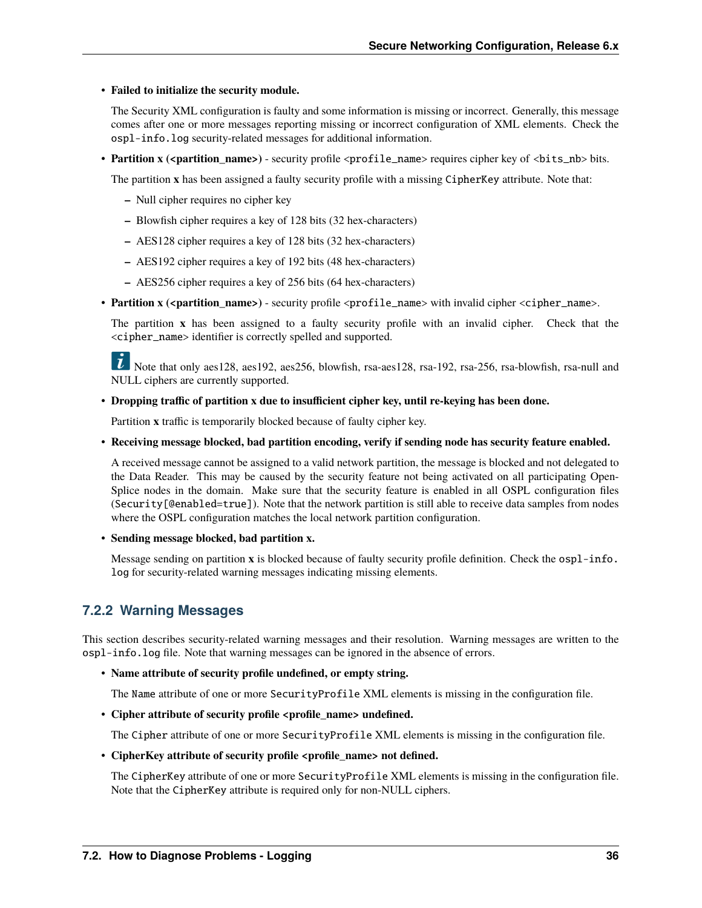- **Failed to initialize the security module.**

  The Security XML configuration is faulty and some information is missing or incorrect. Generally, this message comes after one or more messages reporting missing or incorrect configuration of XML elements. Check the `ospl-info.log` security-related messages for additional information.

- **Partition x (<partition_name>)** - security profile <`profile_name`> requires cipher key of <`bits_nb`> bits.

  The partition **x** has been assigned a faulty security profile with a missing `CipherKey` attribute. Note that:

  - Null cipher requires no cipher key
  - Blowfish cipher requires a key of 128 bits (32 hex-characters)
  - AES128 cipher requires a key of 128 bits (32 hex-characters)
  - AES192 cipher requires a key of 192 bits (48 hex-characters)
  - AES256 cipher requires a key of 256 bits (64 hex-characters)

- **Partition x (<partition_name>)** - security profile <`profile_name`> with invalid cipher <`cipher_name`>.

  The partition **x** has been assigned to a faulty security profile with an invalid cipher. Check that the <`cipher_name`> identifier is correctly spelled and supported.

  Note that only aes128, aes192, aes256, blowfish, rsa-aes128, rsa-192, rsa-256, rsa-blowfish, rsa-null and NULL ciphers are currently supported.

- **Dropping traffic of partition x due to insufficient cipher key, until re-keying has been done.**

  Partition **x** traffic is temporarily blocked because of faulty cipher key.

- **Receiving message blocked, bad partition encoding, verify if sending node has security feature enabled.**

  A received message cannot be assigned to a valid network partition, the message is blocked and not delegated to the Data Reader. This may be caused by the security feature not being activated on all participating OpenSplice nodes in the domain. Make sure that the security feature is enabled in all OSPL configuration files (`Security[@enabled=true]`). Note that the network partition is still able to receive data samples from nodes where the OSPL configuration matches the local network partition configuration.

- **Sending message blocked, bad partition x.**

  Message sending on partition **x** is blocked because of faulty security profile definition. Check the `ospl-info.log` for security-related warning messages indicating missing elements.

### 7.2.2 Warning Messages

This section describes security-related warning messages and their resolution. Warning messages are written to the `ospl-info.log` file. Note that warning messages can be ignored in the absence of errors.

- **Name attribute of security profile undefined, or empty string.**

  The `Name` attribute of one or more `SecurityProfile` XML elements is missing in the configuration file.

- **Cipher attribute of security profile <profile_name> undefined.**

  The `Cipher` attribute of one or more `SecurityProfile` XML elements is missing in the configuration file.

- **CipherKey attribute of security profile <profile_name> not defined.**

  The `CipherKey` attribute of one or more `SecurityProfile` XML elements is missing in the configuration file. Note that the `CipherKey` attribute is required only for non-NULL ciphers.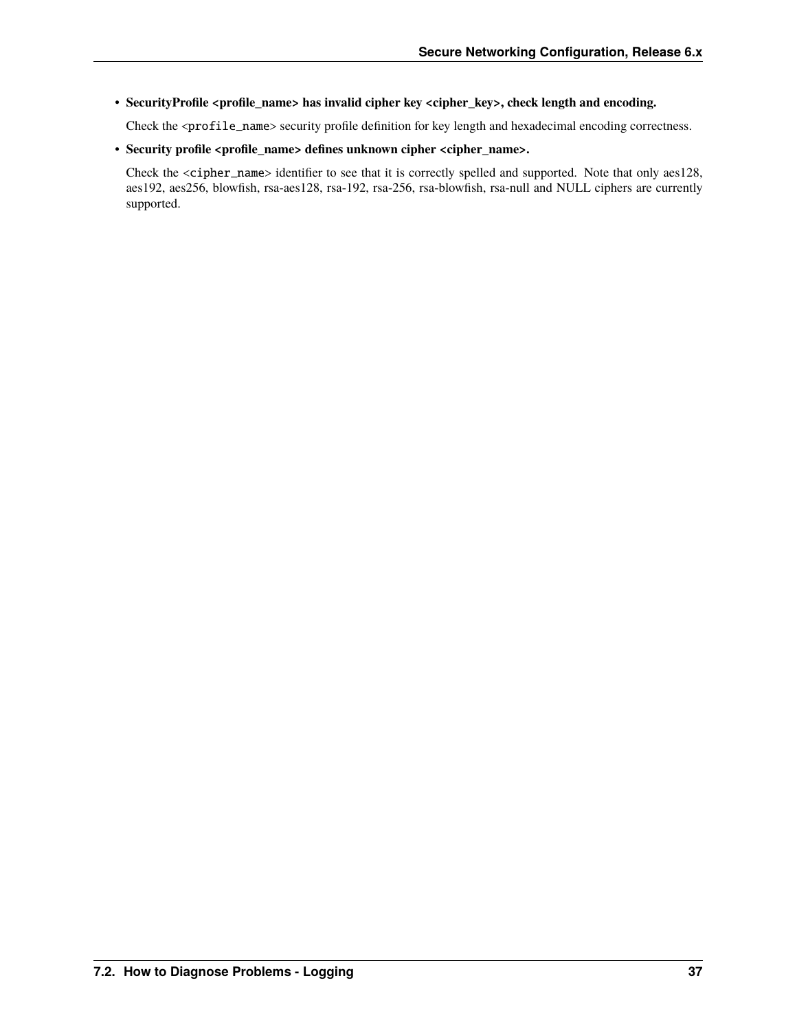- **SecurityProfile <profile_name> has invalid cipher key <cipher_key>, check length and encoding.**

  Check the <`profile_name`> security profile definition for key length and hexadecimal encoding correctness.

- **Security profile <profile_name> defines unknown cipher <cipher_name>.**

  Check the <`cipher_name`> identifier to see that it is correctly spelled and supported. Note that only aes128, aes192, aes256, blowfish, rsa-aes128, rsa-192, rsa-256, rsa-blowfish, rsa-null and NULL ciphers are currently supported.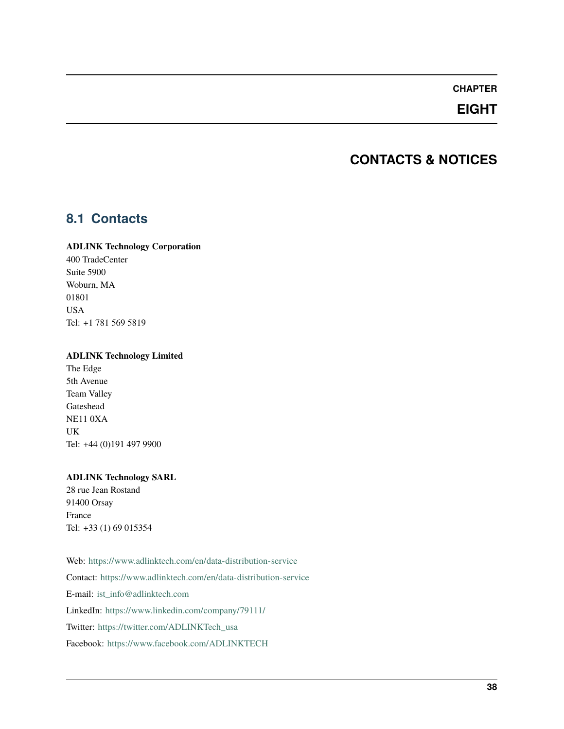# CHAPTER EIGHT

# CONTACTS & NOTICES

## 8.1 Contacts

**ADLINK Technology Corporation**
400 TradeCenter
Suite 5900
Woburn, MA
01801
USA
Tel: +1 781 569 5819

**ADLINK Technology Limited**
The Edge
5th Avenue
Team Valley
Gateshead
NE11 0XA
UK
Tel: +44 (0)191 497 9900

**ADLINK Technology SARL**
28 rue Jean Rostand
91400 Orsay
France
Tel: +33 (1) 69 015354

Web: https://www.adlinktech.com/en/data-distribution-service

Contact: https://www.adlinktech.com/en/data-distribution-service

E-mail: ist_info@adlinktech.com

LinkedIn: https://www.linkedin.com/company/79111/

Twitter: https://twitter.com/ADLINKTech_usa

Facebook: https://www.facebook.com/ADLINKTECH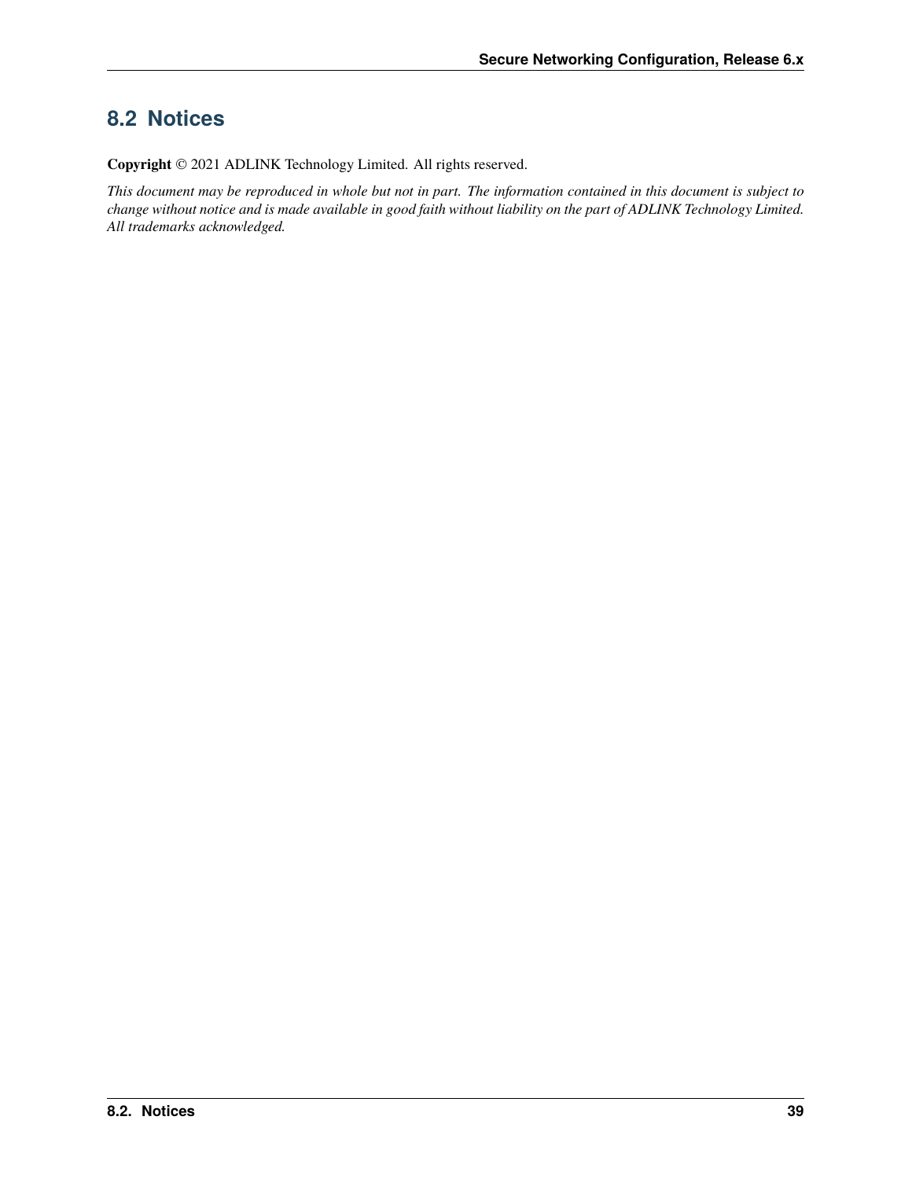## 8.2 Notices

**Copyright** © 2021 ADLINK Technology Limited. All rights reserved.

*This document may be reproduced in whole but not in part. The information contained in this document is subject to change without notice and is made available in good faith without liability on the part of ADLINK Technology Limited. All trademarks acknowledged.*